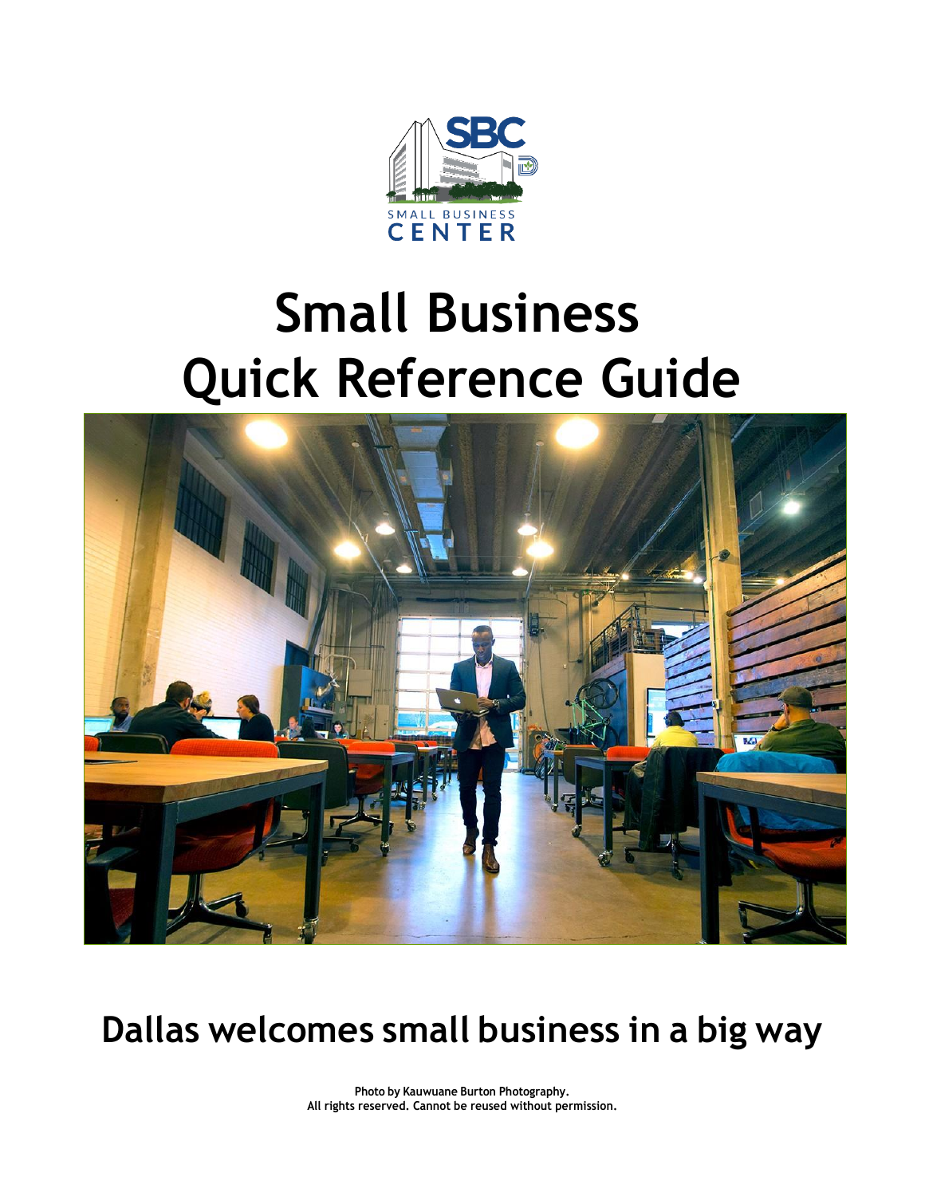SBC

SMALL BUSINESS CENTER

# Small Business Quick Reference Guide

## Dallas welcomes small business in a big way

**Photo by Kauwuane Burton Photography.**
**All rights reserved. Cannot be reused without permission.**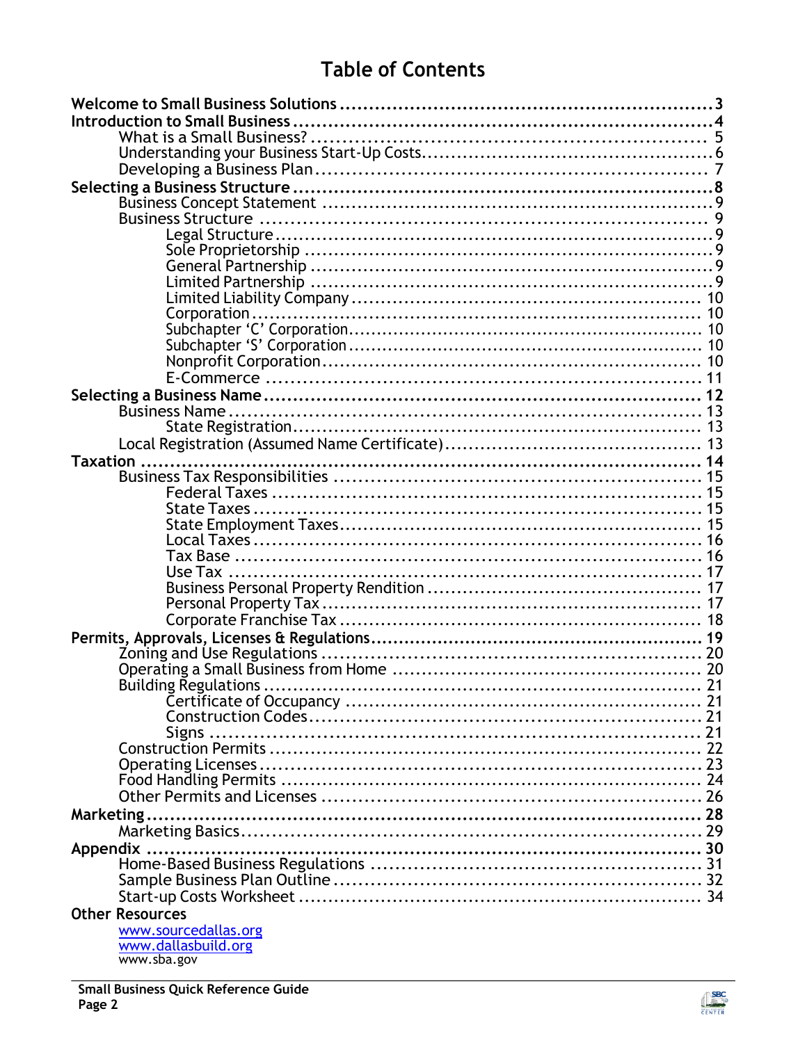# Table of Contents

**Welcome to Small Business Solutions** ........ 3

**Introduction to Small Business** ........ 4

- What is a Small Business? ........ 5
- Understanding your Business Start-Up Costs ........ 6
- Developing a Business Plan ........ 7

**Selecting a Business Structure** ........ 8

- Business Concept Statement ........ 9
- Business Structure ........ 9
  - Legal Structure ........ 9
  - Sole Proprietorship ........ 9
  - General Partnership ........ 9
  - Limited Partnership ........ 9
  - Limited Liability Company ........ 10
  - Corporation ........ 10
  - Subchapter 'C' Corporation ........ 10
  - Subchapter 'S' Corporation ........ 10
  - Nonprofit Corporation ........ 10
  - E-Commerce ........ 11

**Selecting a Business Name** ........ 12

- Business Name ........ 13
  - State Registration ........ 13
- Local Registration (Assumed Name Certificate) ........ 13

**Taxation** ........ 14

- Business Tax Responsibilities ........ 15
  - Federal Taxes ........ 15
  - State Taxes ........ 15
  - State Employment Taxes ........ 15
  - Local Taxes ........ 16
  - Tax Base ........ 16
  - Use Tax ........ 17
  - Business Personal Property Rendition ........ 17
  - Personal Property Tax ........ 17
  - Corporate Franchise Tax ........ 18

**Permits, Approvals, Licenses & Regulations** ........ 19

- Zoning and Use Regulations ........ 20
- Operating a Small Business from Home ........ 20
- Building Regulations ........ 21
  - Certificate of Occupancy ........ 21
  - Construction Codes ........ 21
  - Signs ........ 21
- Construction Permits ........ 22
- Operating Licenses ........ 23
- Food Handling Permits ........ 24
- Other Permits and Licenses ........ 26

**Marketing** ........ 28

- Marketing Basics ........ 29

**Appendix** ........ 30

- Home-Based Business Regulations ........ 31
- Sample Business Plan Outline ........ 32
- Start-up Costs Worksheet ........ 34

**Other Resources**

- www.sourcedallas.org
- www.dallasbuild.org
- www.sba.gov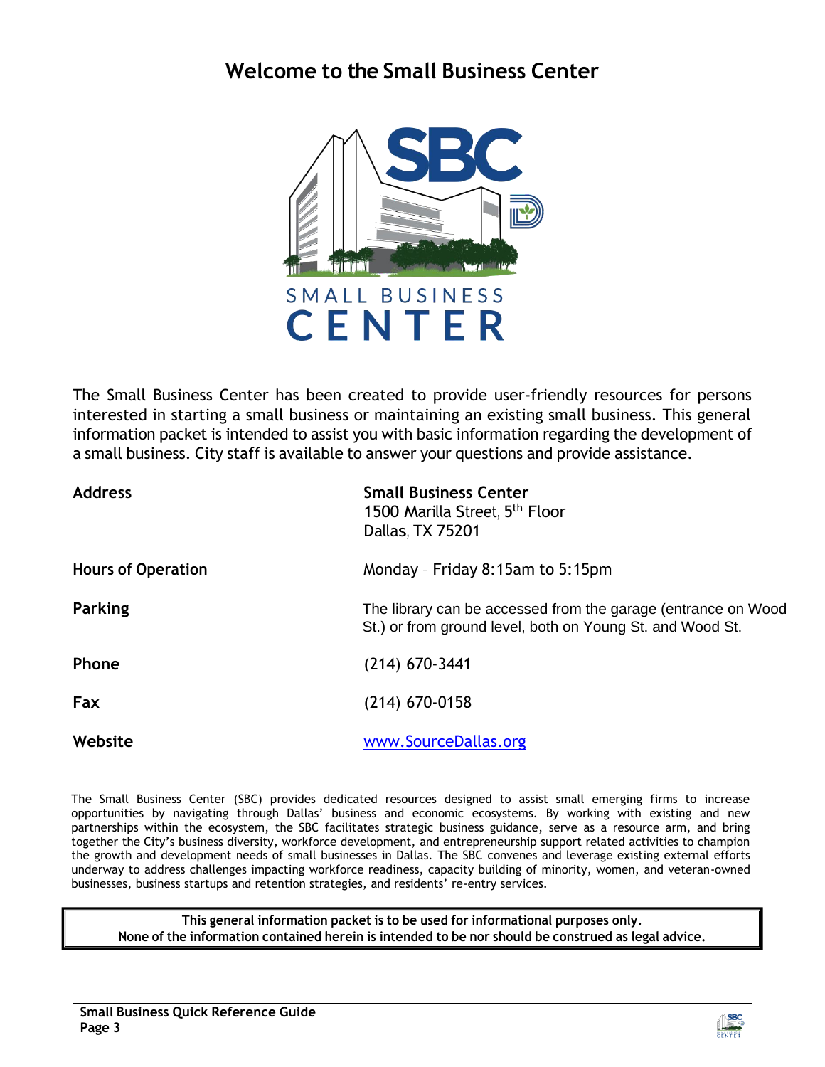# Welcome to the Small Business Center

The Small Business Center has been created to provide user-friendly resources for persons interested in starting a small business or maintaining an existing small business. This general information packet is intended to assist you with basic information regarding the development of a small business. City staff is available to answer your questions and provide assistance.

| | |
|---|---|
| **Address** | **Small Business Center**<br>1500 Marilla Street, 5th Floor<br>Dallas, TX 75201 |
| **Hours of Operation** | Monday – Friday 8:15am to 5:15pm |
| **Parking** | The library can be accessed from the garage (entrance on Wood St.) or from ground level, both on Young St. and Wood St. |
| **Phone** | (214) 670-3441 |
| **Fax** | (214) 670-0158 |
| **Website** | www.SourceDallas.org |

The Small Business Center (SBC) provides dedicated resources designed to assist small emerging firms to increase opportunities by navigating through Dallas' business and economic ecosystems. By working with existing and new partnerships within the ecosystem, the SBC facilitates strategic business guidance, serve as a resource arm, and bring together the City's business diversity, workforce development, and entrepreneurship support related activities to champion the growth and development needs of small businesses in Dallas. The SBC convenes and leverage existing external efforts underway to address challenges impacting workforce readiness, capacity building of minority, women, and veteran-owned businesses, business startups and retention strategies, and residents' re-entry services.

**This general information packet is to be used for informational purposes only. None of the information contained herein is intended to be nor should be construed as legal advice.**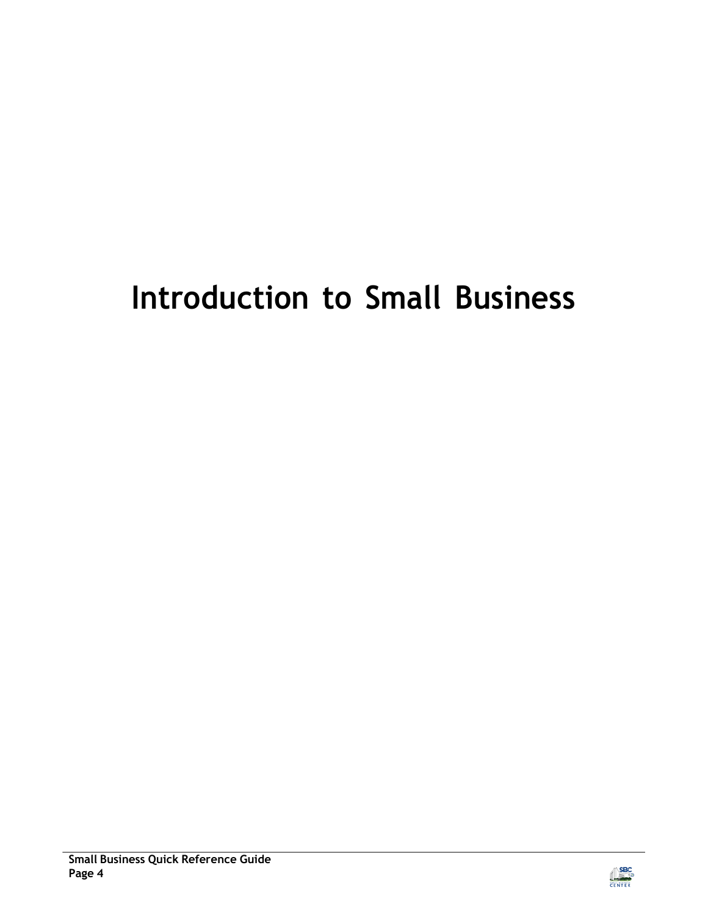# Introduction to Small Business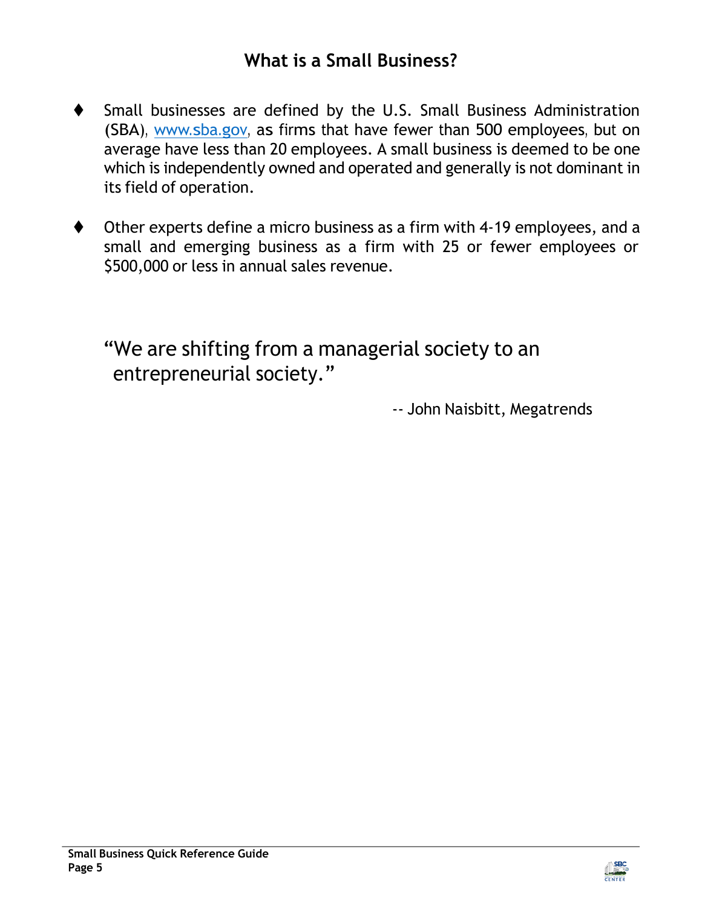# What is a Small Business?

- Small businesses are defined by the U.S. Small Business Administration (SBA), www.sba.gov, as firms that have fewer than 500 employees, but on average have less than 20 employees. A small business is deemed to be one which is independently owned and operated and generally is not dominant in its field of operation.

- Other experts define a micro business as a firm with 4-19 employees, and a small and emerging business as a firm with 25 or fewer employees or $500,000 or less in annual sales revenue.

> "We are shifting from a managerial society to an entrepreneurial society."
>
> -- John Naisbitt, Megatrends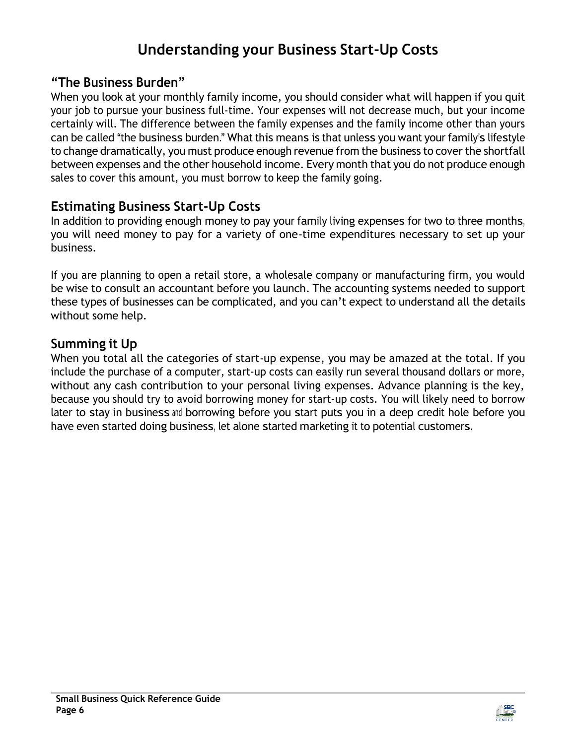# Understanding your Business Start-Up Costs

## "The Business Burden"

When you look at your monthly family income, you should consider what will happen if you quit your job to pursue your business full-time. Your expenses will not decrease much, but your income certainly will. The difference between the family expenses and the family income other than yours can be called "the business burden." What this means is that unless you want your family's lifestyle to change dramatically, you must produce enough revenue from the business to cover the shortfall between expenses and the other household income. Every month that you do not produce enough sales to cover this amount, you must borrow to keep the family going.

## Estimating Business Start-Up Costs

In addition to providing enough money to pay your family living expenses for two to three months, you will need money to pay for a variety of one-time expenditures necessary to set up your business.

If you are planning to open a retail store, a wholesale company or manufacturing firm, you would be wise to consult an accountant before you launch. The accounting systems needed to support these types of businesses can be complicated, and you can't expect to understand all the details without some help.

## Summing it Up

When you total all the categories of start-up expense, you may be amazed at the total. If you include the purchase of a computer, start-up costs can easily run several thousand dollars or more, without any cash contribution to your personal living expenses. Advance planning is the key, because you should try to avoid borrowing money for start-up costs. You will likely need to borrow later to stay in business and borrowing before you start puts you in a deep credit hole before you have even started doing business, let alone started marketing it to potential customers.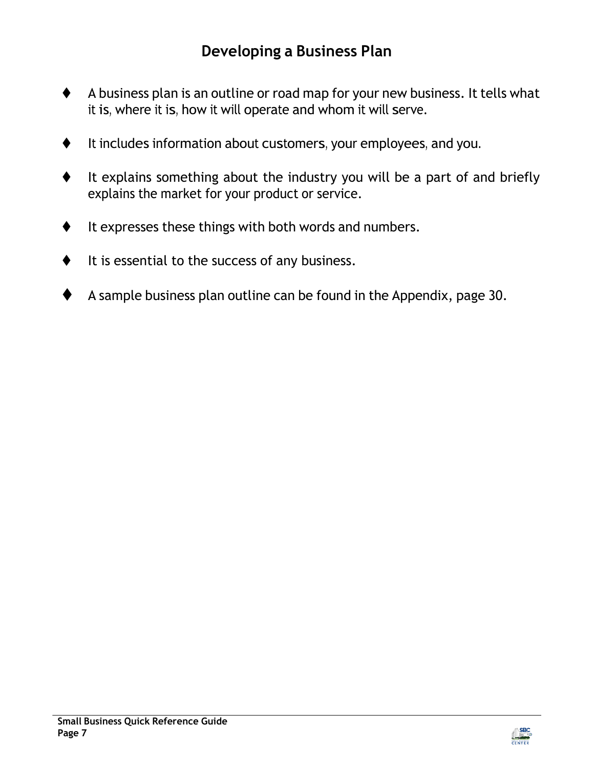## Developing a Business Plan

- A business plan is an outline or road map for your new business. It tells what it is, where it is, how it will operate and whom it will serve.

- It includes information about customers, your employees, and you.

- It explains something about the industry you will be a part of and briefly explains the market for your product or service.

- It expresses these things with both words and numbers.

- It is essential to the success of any business.

- A sample business plan outline can be found in the Appendix, page 30.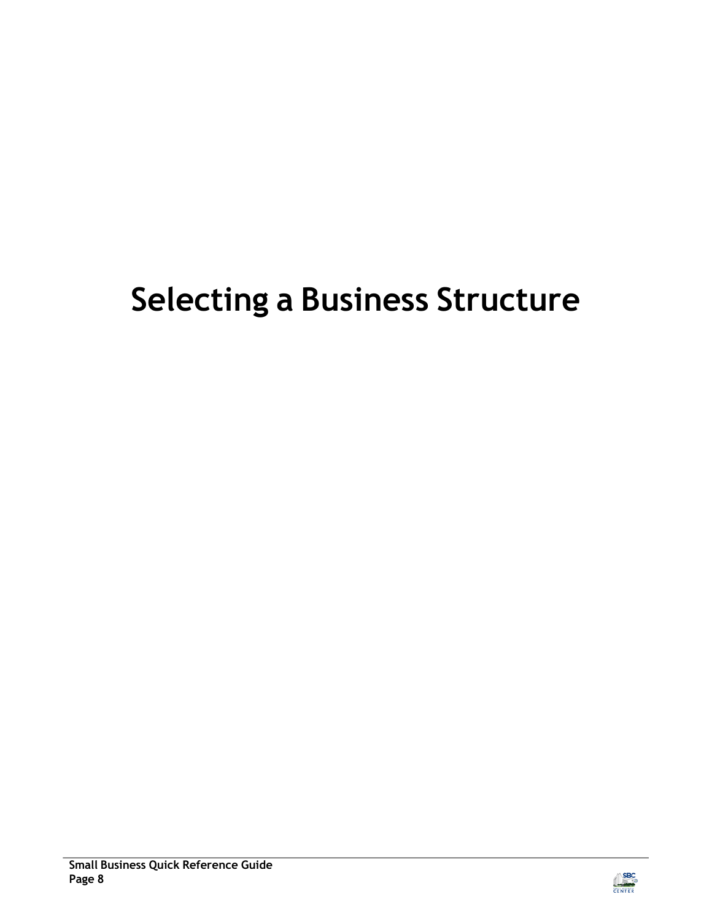# Selecting a Business Structure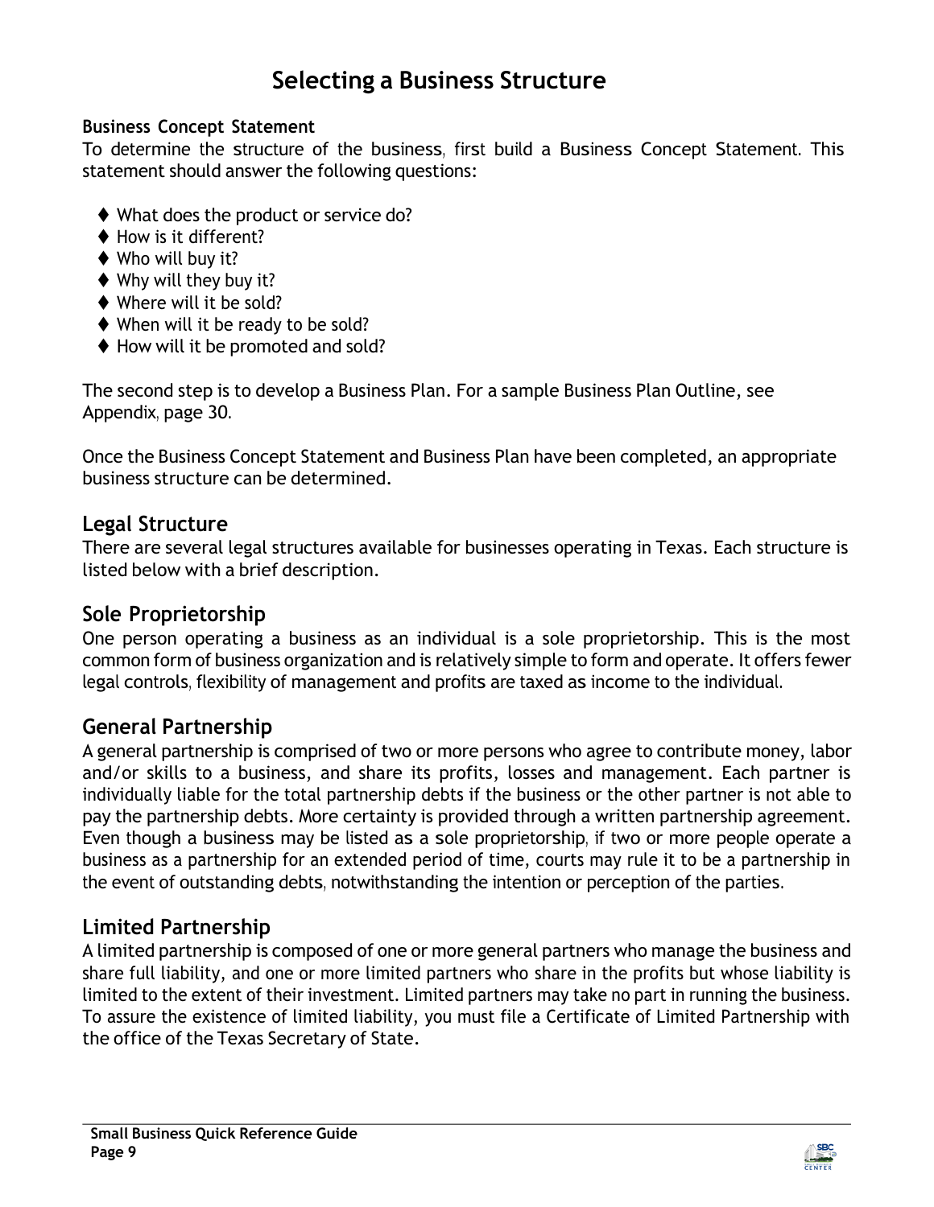# Selecting a Business Structure

**Business Concept Statement**

To determine the structure of the business, first build a Business Concept Statement. This statement should answer the following questions:

- What does the product or service do?
- How is it different?
- Who will buy it?
- Why will they buy it?
- Where will it be sold?
- When will it be ready to be sold?
- How will it be promoted and sold?

The second step is to develop a Business Plan. For a sample Business Plan Outline, see Appendix, page 30.

Once the Business Concept Statement and Business Plan have been completed, an appropriate business structure can be determined.

## Legal Structure

There are several legal structures available for businesses operating in Texas. Each structure is listed below with a brief description.

## Sole Proprietorship

One person operating a business as an individual is a sole proprietorship. This is the most common form of business organization and is relatively simple to form and operate. It offers fewer legal controls, flexibility of management and profits are taxed as income to the individual.

## General Partnership

A general partnership is comprised of two or more persons who agree to contribute money, labor and/or skills to a business, and share its profits, losses and management. Each partner is individually liable for the total partnership debts if the business or the other partner is not able to pay the partnership debts. More certainty is provided through a written partnership agreement. Even though a business may be listed as a sole proprietorship, if two or more people operate a business as a partnership for an extended period of time, courts may rule it to be a partnership in the event of outstanding debts, notwithstanding the intention or perception of the parties.

## Limited Partnership

A limited partnership is composed of one or more general partners who manage the business and share full liability, and one or more limited partners who share in the profits but whose liability is limited to the extent of their investment. Limited partners may take no part in running the business. To assure the existence of limited liability, you must file a Certificate of Limited Partnership with the office of the Texas Secretary of State.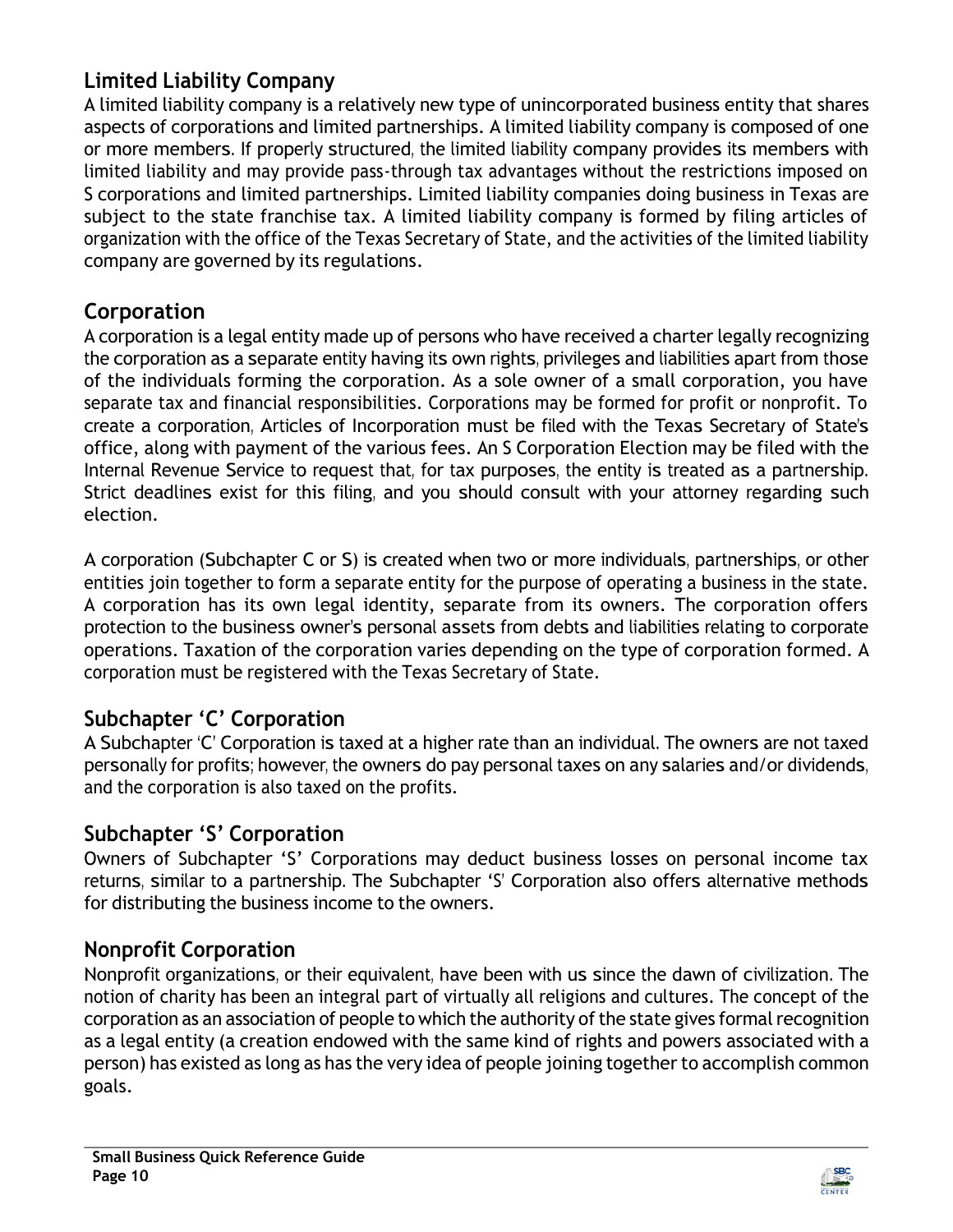## Limited Liability Company

A limited liability company is a relatively new type of unincorporated business entity that shares aspects of corporations and limited partnerships. A limited liability company is composed of one or more members. If properly structured, the limited liability company provides its members with limited liability and may provide pass-through tax advantages without the restrictions imposed on S corporations and limited partnerships. Limited liability companies doing business in Texas are subject to the state franchise tax. A limited liability company is formed by filing articles of organization with the office of the Texas Secretary of State, and the activities of the limited liability company are governed by its regulations.

## Corporation

A corporation is a legal entity made up of persons who have received a charter legally recognizing the corporation as a separate entity having its own rights, privileges and liabilities apart from those of the individuals forming the corporation. As a sole owner of a small corporation, you have separate tax and financial responsibilities. Corporations may be formed for profit or nonprofit. To create a corporation, Articles of Incorporation must be filed with the Texas Secretary of State's office, along with payment of the various fees. An S Corporation Election may be filed with the Internal Revenue Service to request that, for tax purposes, the entity is treated as a partnership. Strict deadlines exist for this filing, and you should consult with your attorney regarding such election.

A corporation (Subchapter C or S) is created when two or more individuals, partnerships, or other entities join together to form a separate entity for the purpose of operating a business in the state. A corporation has its own legal identity, separate from its owners. The corporation offers protection to the business owner's personal assets from debts and liabilities relating to corporate operations. Taxation of the corporation varies depending on the type of corporation formed. A corporation must be registered with the Texas Secretary of State.

## Subchapter 'C' Corporation

A Subchapter 'C' Corporation is taxed at a higher rate than an individual. The owners are not taxed personally for profits; however, the owners do pay personal taxes on any salaries and/or dividends, and the corporation is also taxed on the profits.

## Subchapter 'S' Corporation

Owners of Subchapter 'S' Corporations may deduct business losses on personal income tax returns, similar to a partnership. The Subchapter 'S' Corporation also offers alternative methods for distributing the business income to the owners.

## Nonprofit Corporation

Nonprofit organizations, or their equivalent, have been with us since the dawn of civilization. The notion of charity has been an integral part of virtually all religions and cultures. The concept of the corporation as an association of people to which the authority of the state gives formal recognition as a legal entity (a creation endowed with the same kind of rights and powers associated with a person) has existed as long as has the very idea of people joining together to accomplish common goals.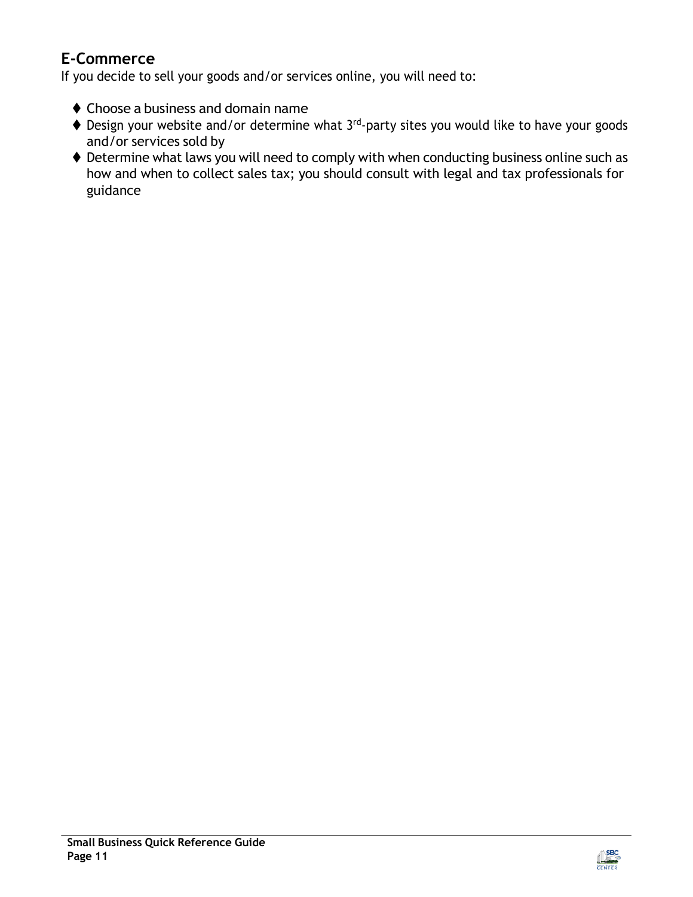## E-Commerce

If you decide to sell your goods and/or services online, you will need to:

- Choose a business and domain name
- Design your website and/or determine what 3rd-party sites you would like to have your goods and/or services sold by
- Determine what laws you will need to comply with when conducting business online such as how and when to collect sales tax; you should consult with legal and tax professionals for guidance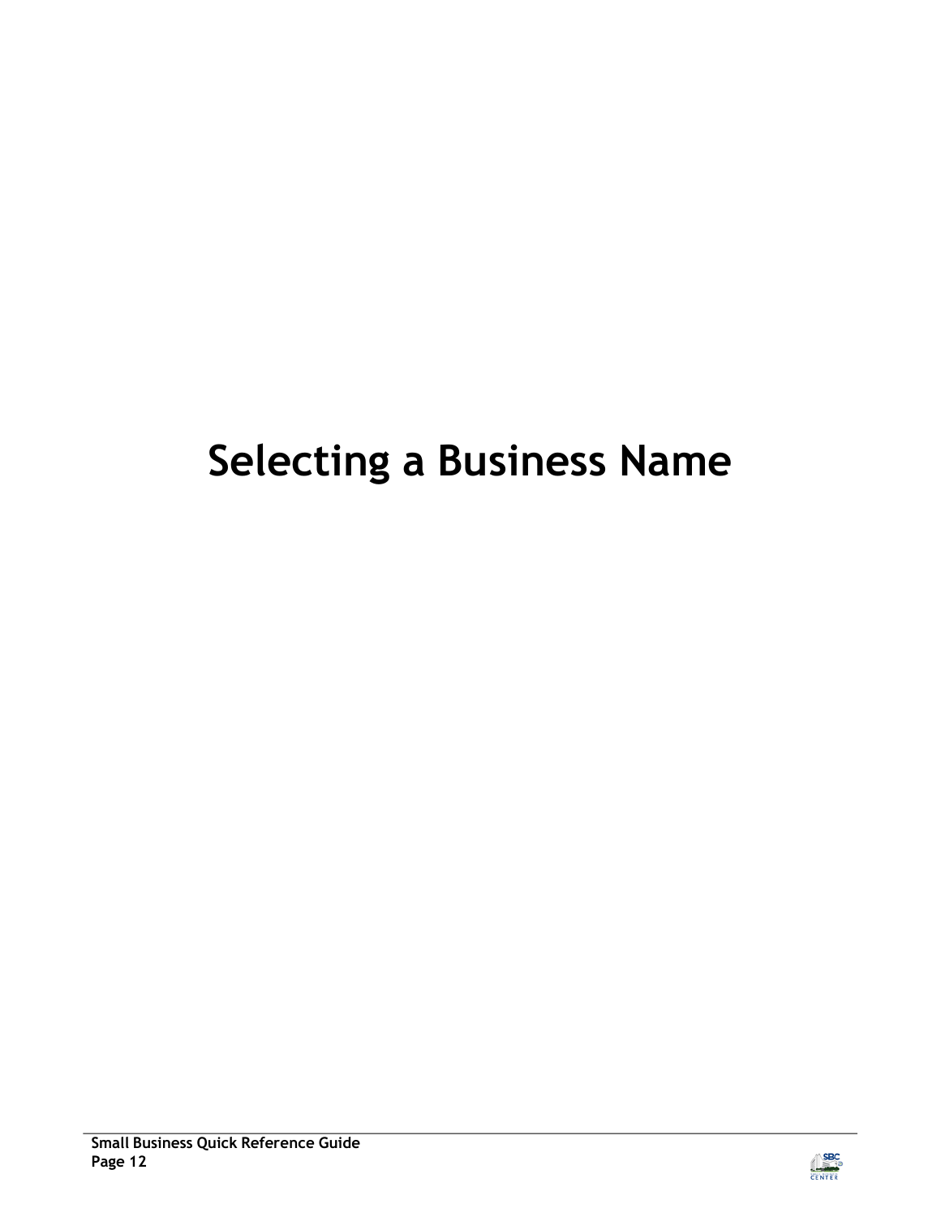# Selecting a Business Name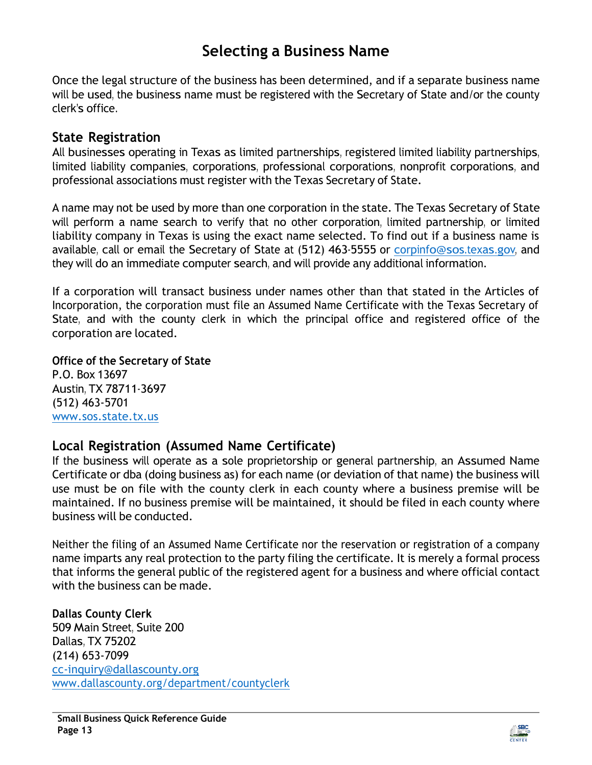# Selecting a Business Name

Once the legal structure of the business has been determined, and if a separate business name will be used, the business name must be registered with the Secretary of State and/or the county clerk's office.

## State Registration

All businesses operating in Texas as limited partnerships, registered limited liability partnerships, limited liability companies, corporations, professional corporations, nonprofit corporations, and professional associations must register with the Texas Secretary of State.

A name may not be used by more than one corporation in the state. The Texas Secretary of State will perform a name search to verify that no other corporation, limited partnership, or limited liability company in Texas is using the exact name selected. To find out if a business name is available, call or email the Secretary of State at (512) 463-5555 or corpinfo@sos.texas.gov, and they will do an immediate computer search, and will provide any additional information.

If a corporation will transact business under names other than that stated in the Articles of Incorporation, the corporation must file an Assumed Name Certificate with the Texas Secretary of State, and with the county clerk in which the principal office and registered office of the corporation are located.

**Office of the Secretary of State**
P.O. Box 13697
Austin, TX 78711-3697
(512) 463-5701
www.sos.state.tx.us

## Local Registration (Assumed Name Certificate)

If the business will operate as a sole proprietorship or general partnership, an Assumed Name Certificate or dba (doing business as) for each name (or deviation of that name) the business will use must be on file with the county clerk in each county where a business premise will be maintained. If no business premise will be maintained, it should be filed in each county where business will be conducted.

Neither the filing of an Assumed Name Certificate nor the reservation or registration of a company name imparts any real protection to the party filing the certificate. It is merely a formal process that informs the general public of the registered agent for a business and where official contact with the business can be made.

**Dallas County Clerk**
509 Main Street, Suite 200
Dallas, TX 75202
(214) 653-7099
cc-inquiry@dallascounty.org
www.dallascounty.org/department/countyclerk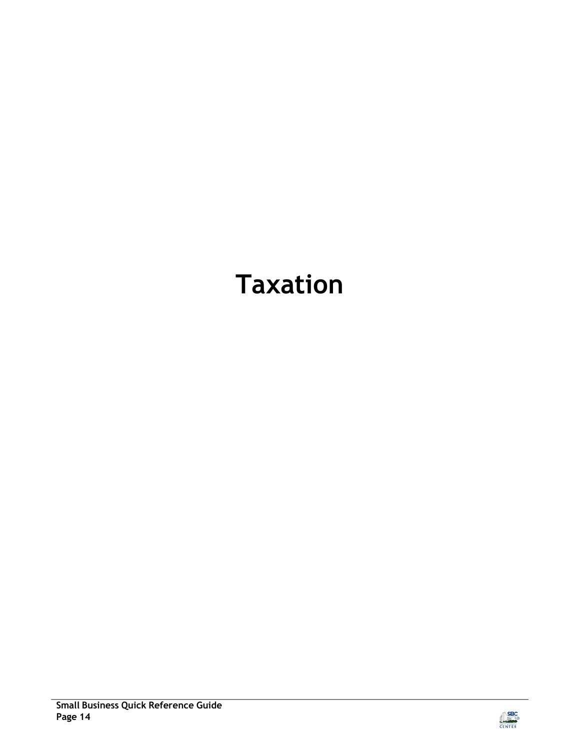# Taxation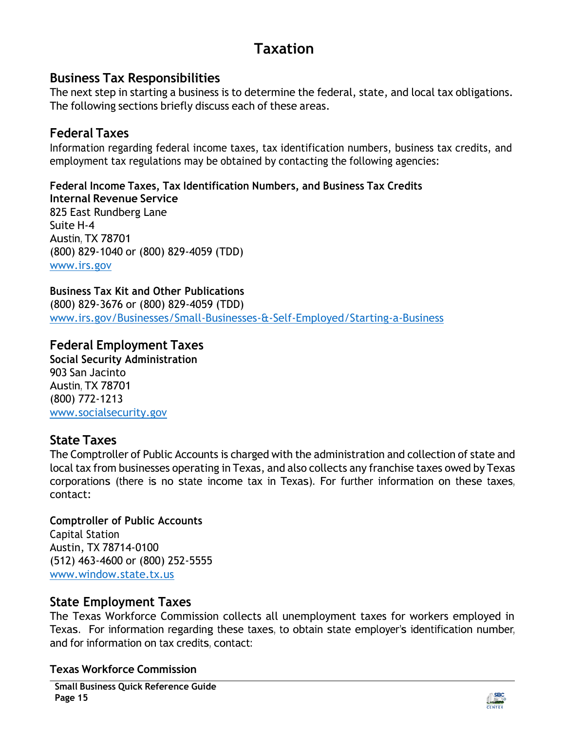# Taxation

## Business Tax Responsibilities

The next step in starting a business is to determine the federal, state, and local tax obligations. The following sections briefly discuss each of these areas.

## Federal Taxes

Information regarding federal income taxes, tax identification numbers, business tax credits, and employment tax regulations may be obtained by contacting the following agencies:

**Federal Income Taxes, Tax Identification Numbers, and Business Tax Credits**
**Internal Revenue Service**
825 East Rundberg Lane
Suite H-4
Austin, TX 78701
(800) 829-1040 or (800) 829-4059 (TDD)
www.irs.gov

**Business Tax Kit and Other Publications**
(800) 829-3676 or (800) 829-4059 (TDD)
www.irs.gov/Businesses/Small-Businesses-&-Self-Employed/Starting-a-Business

## Federal Employment Taxes

**Social Security Administration**
903 San Jacinto
Austin, TX 78701
(800) 772-1213
www.socialsecurity.gov

## State Taxes

The Comptroller of Public Accounts is charged with the administration and collection of state and local tax from businesses operating in Texas, and also collects any franchise taxes owed by Texas corporations (there is no state income tax in Texas). For further information on these taxes, contact:

**Comptroller of Public Accounts**
Capital Station
Austin, TX 78714-0100
(512) 463-4600 or (800) 252-5555
www.window.state.tx.us

## State Employment Taxes

The Texas Workforce Commission collects all unemployment taxes for workers employed in Texas. For information regarding these taxes, to obtain state employer's identification number, and for information on tax credits, contact:

**Texas Workforce Commission**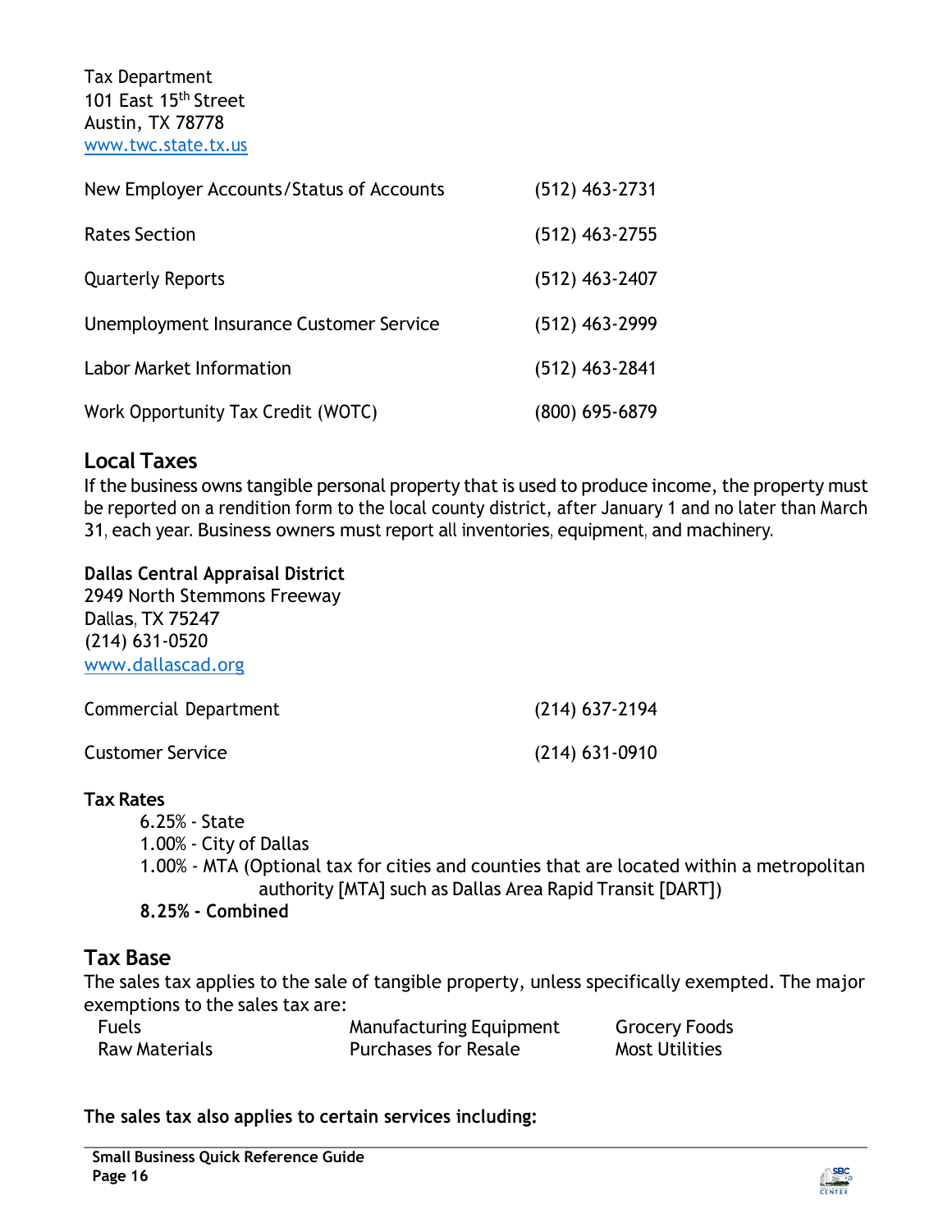Tax Department
101 East 15th Street
Austin, TX 78778
www.twc.state.tx.us

| | |
|---|---|
| New Employer Accounts/Status of Accounts | (512) 463-2731 |
| Rates Section | (512) 463-2755 |
| Quarterly Reports | (512) 463-2407 |
| Unemployment Insurance Customer Service | (512) 463-2999 |
| Labor Market Information | (512) 463-2841 |
| Work Opportunity Tax Credit (WOTC) | (800) 695-6879 |

## Local Taxes

If the business owns tangible personal property that is used to produce income, the property must be reported on a rendition form to the local county district, after January 1 and no later than March 31, each year. Business owners must report all inventories, equipment, and machinery.

**Dallas Central Appraisal District**
2949 North Stemmons Freeway
Dallas, TX 75247
(214) 631-0520
www.dallascad.org

| | |
|---|---|
| Commercial Department | (214) 637-2194 |
| Customer Service | (214) 631-0910 |

**Tax Rates**

6.25% - State
1.00% - City of Dallas
1.00% - MTA (Optional tax for cities and counties that are located within a metropolitan authority [MTA] such as Dallas Area Rapid Transit [DART])
**8.25% - Combined**

## Tax Base

The sales tax applies to the sale of tangible property, unless specifically exempted. The major exemptions to the sales tax are:

| | | |
|---|---|---|
| Fuels | Manufacturing Equipment | Grocery Foods |
| Raw Materials | Purchases for Resale | Most Utilities |

**The sales tax also applies to certain services including:**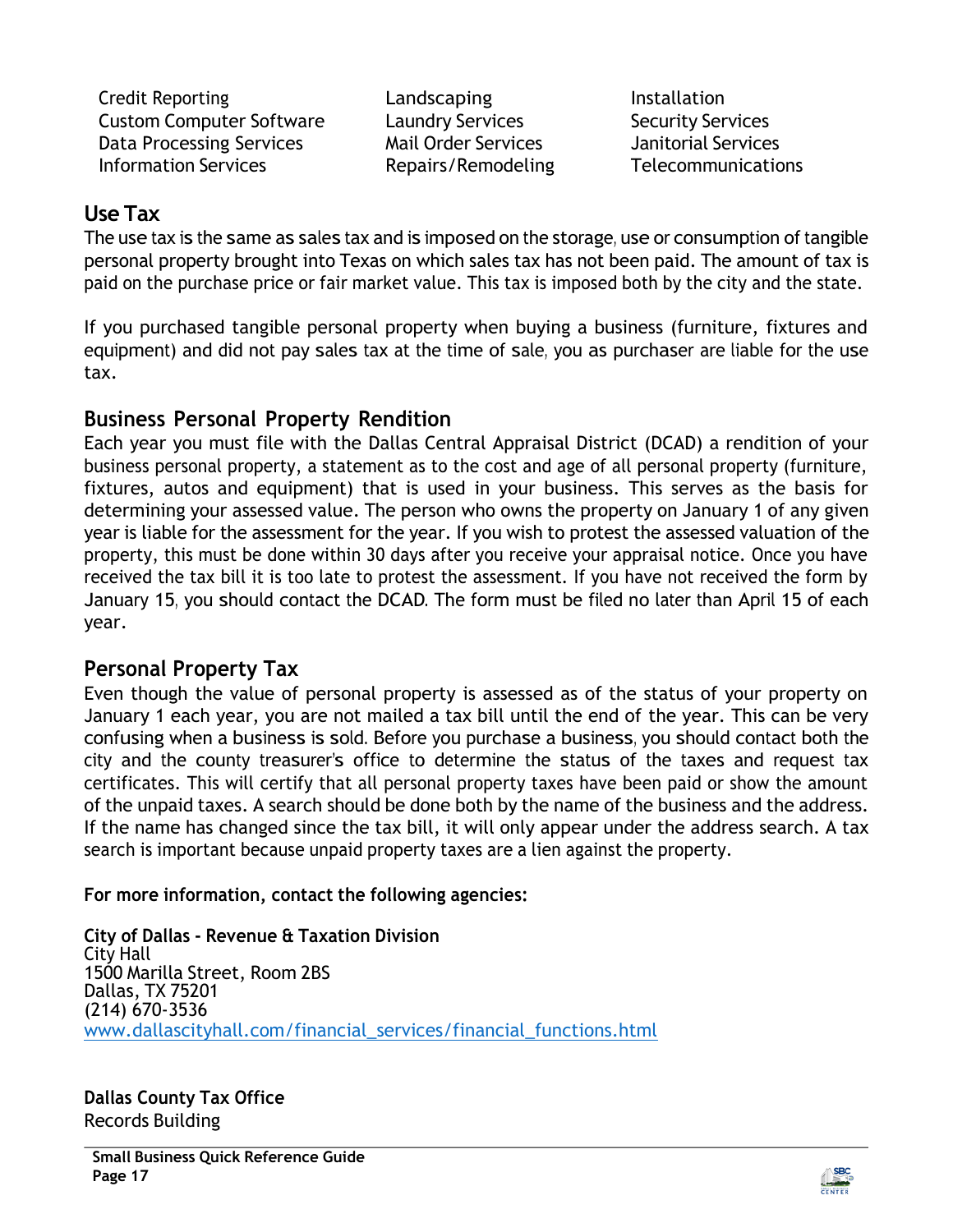- Credit Reporting
- Custom Computer Software
- Data Processing Services
- Information Services
- Landscaping
- Laundry Services
- Mail Order Services
- Repairs/Remodeling
- Installation
- Security Services
- Janitorial Services
- Telecommunications

## Use Tax

The use tax is the same as sales tax and is imposed on the storage, use or consumption of tangible personal property brought into Texas on which sales tax has not been paid. The amount of tax is paid on the purchase price or fair market value. This tax is imposed both by the city and the state.

If you purchased tangible personal property when buying a business (furniture, fixtures and equipment) and did not pay sales tax at the time of sale, you as purchaser are liable for the use tax.

## Business Personal Property Rendition

Each year you must file with the Dallas Central Appraisal District (DCAD) a rendition of your business personal property, a statement as to the cost and age of all personal property (furniture, fixtures, autos and equipment) that is used in your business. This serves as the basis for determining your assessed value. The person who owns the property on January 1 of any given year is liable for the assessment for the year. If you wish to protest the assessed valuation of the property, this must be done within 30 days after you receive your appraisal notice. Once you have received the tax bill it is too late to protest the assessment. If you have not received the form by January 15, you should contact the DCAD. The form must be filed no later than April 15 of each year.

## Personal Property Tax

Even though the value of personal property is assessed as of the status of your property on January 1 each year, you are not mailed a tax bill until the end of the year. This can be very confusing when a business is sold. Before you purchase a business, you should contact both the city and the county treasurer's office to determine the status of the taxes and request tax certificates. This will certify that all personal property taxes have been paid or show the amount of the unpaid taxes. A search should be done both by the name of the business and the address. If the name has changed since the tax bill, it will only appear under the address search. A tax search is important because unpaid property taxes are a lien against the property.

**For more information, contact the following agencies:**

**City of Dallas - Revenue & Taxation Division**
City Hall
1500 Marilla Street, Room 2BS
Dallas, TX 75201
(214) 670-3536
www.dallascityhall.com/financial_services/financial_functions.html

**Dallas County Tax Office**
Records Building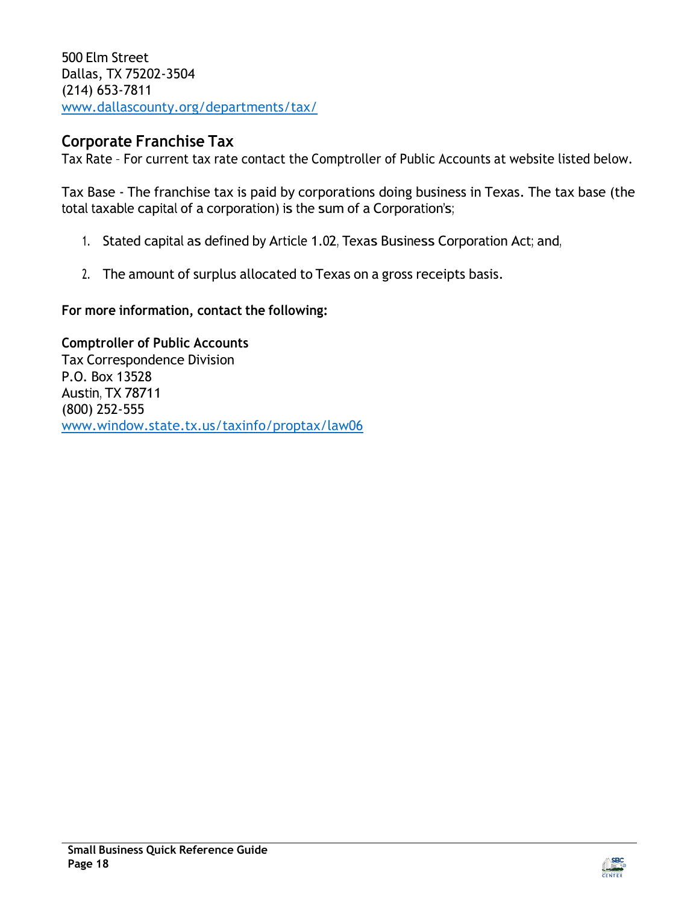500 Elm Street
Dallas, TX 75202-3504
(214) 653-7811
www.dallascounty.org/departments/tax/

## Corporate Franchise Tax

Tax Rate – For current tax rate contact the Comptroller of Public Accounts at website listed below.

Tax Base - The franchise tax is paid by corporations doing business in Texas. The tax base (the total taxable capital of a corporation) is the sum of a Corporation's;

1. Stated capital as defined by Article 1.02, Texas Business Corporation Act; and,
2. The amount of surplus allocated to Texas on a gross receipts basis.

**For more information, contact the following:**

**Comptroller of Public Accounts**
Tax Correspondence Division
P.O. Box 13528
Austin, TX 78711
(800) 252-555
www.window.state.tx.us/taxinfo/proptax/law06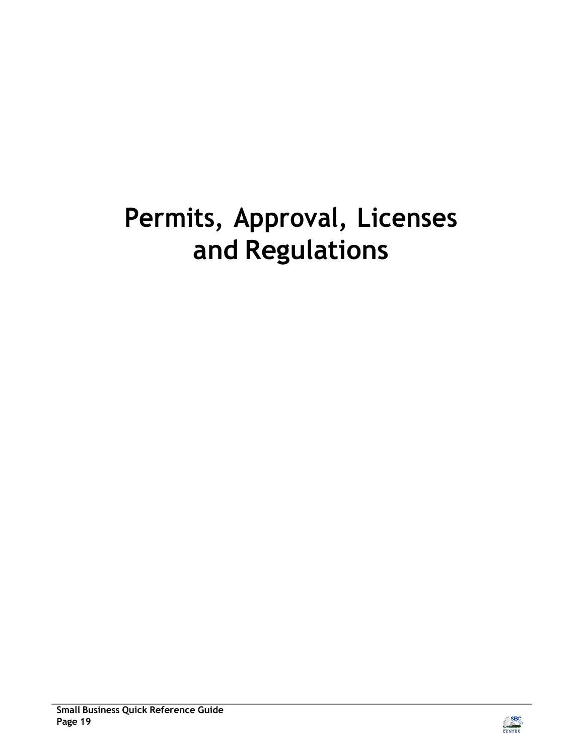# Permits, Approval, Licenses and Regulations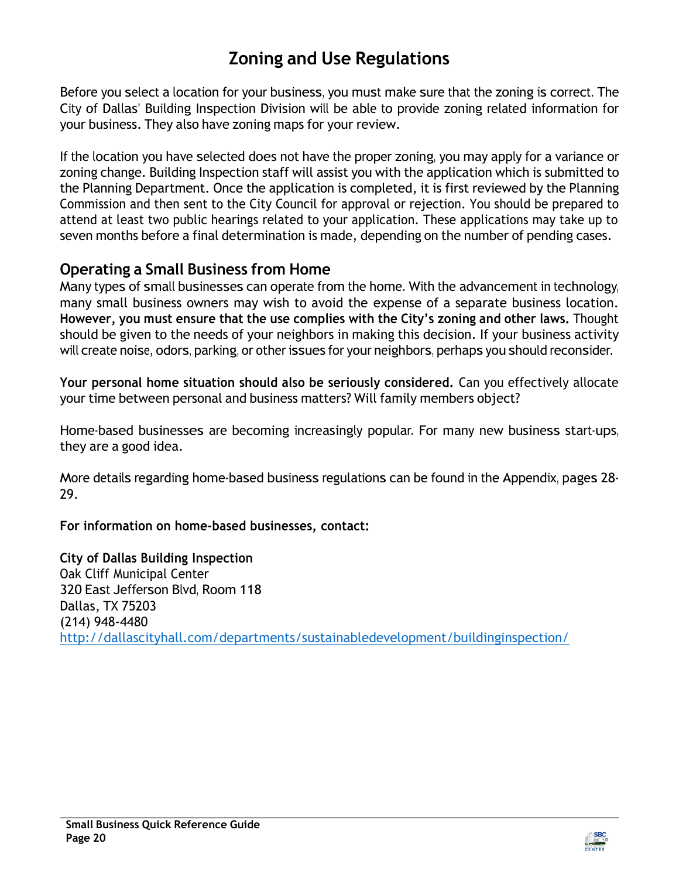# Zoning and Use Regulations

Before you select a location for your business, you must make sure that the zoning is correct. The City of Dallas' Building Inspection Division will be able to provide zoning related information for your business. They also have zoning maps for your review.

If the location you have selected does not have the proper zoning, you may apply for a variance or zoning change. Building Inspection staff will assist you with the application which is submitted to the Planning Department. Once the application is completed, it is first reviewed by the Planning Commission and then sent to the City Council for approval or rejection. You should be prepared to attend at least two public hearings related to your application. These applications may take up to seven months before a final determination is made, depending on the number of pending cases.

## Operating a Small Business from Home

Many types of small businesses can operate from the home. With the advancement in technology, many small business owners may wish to avoid the expense of a separate business location. **However, you must ensure that the use complies with the City's zoning and other laws.** Thought should be given to the needs of your neighbors in making this decision. If your business activity will create noise, odors, parking, or other issues for your neighbors, perhaps you should reconsider.

**Your personal home situation should also be seriously considered.** Can you effectively allocate your time between personal and business matters? Will family members object?

Home-based businesses are becoming increasingly popular. For many new business start-ups, they are a good idea.

More details regarding home-based business regulations can be found in the Appendix, pages 28-29.

**For information on home-based businesses, contact:**

**City of Dallas Building Inspection**
Oak Cliff Municipal Center
320 East Jefferson Blvd, Room 118
Dallas, TX 75203
(214) 948-4480
http://dallascityhall.com/departments/sustainabledevelopment/buildinginspection/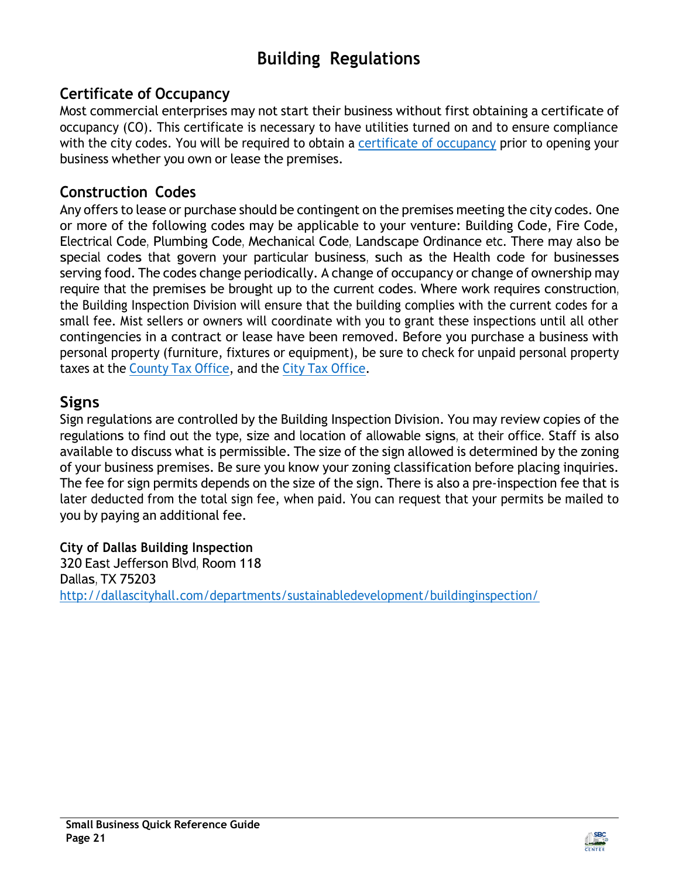# Building Regulations

## Certificate of Occupancy

Most commercial enterprises may not start their business without first obtaining a certificate of occupancy (CO). This certificate is necessary to have utilities turned on and to ensure compliance with the city codes. You will be required to obtain a certificate of occupancy prior to opening your business whether you own or lease the premises.

## Construction Codes

Any offers to lease or purchase should be contingent on the premises meeting the city codes. One or more of the following codes may be applicable to your venture: Building Code, Fire Code, Electrical Code, Plumbing Code, Mechanical Code, Landscape Ordinance etc. There may also be special codes that govern your particular business, such as the Health code for businesses serving food. The codes change periodically. A change of occupancy or change of ownership may require that the premises be brought up to the current codes. Where work requires construction, the Building Inspection Division will ensure that the building complies with the current codes for a small fee. Mist sellers or owners will coordinate with you to grant these inspections until all other contingencies in a contract or lease have been removed. Before you purchase a business with personal property (furniture, fixtures or equipment), be sure to check for unpaid personal property taxes at the County Tax Office, and the City Tax Office.

## Signs

Sign regulations are controlled by the Building Inspection Division. You may review copies of the regulations to find out the type, size and location of allowable signs, at their office. Staff is also available to discuss what is permissible. The size of the sign allowed is determined by the zoning of your business premises. Be sure you know your zoning classification before placing inquiries. The fee for sign permits depends on the size of the sign. There is also a pre-inspection fee that is later deducted from the total sign fee, when paid. You can request that your permits be mailed to you by paying an additional fee.

**City of Dallas Building Inspection**
320 East Jefferson Blvd, Room 118
Dallas, TX 75203
http://dallascityhall.com/departments/sustainabledevelopment/buildinginspection/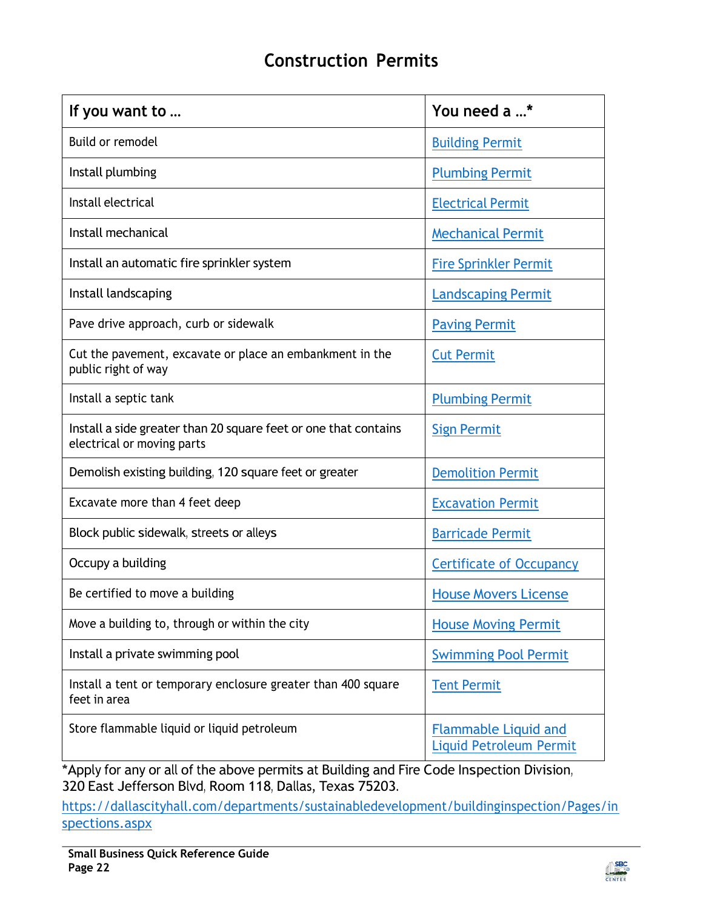# Construction Permits

| If you want to … | You need a …* |
|---|---|
| Build or remodel | Building Permit |
| Install plumbing | Plumbing Permit |
| Install electrical | Electrical Permit |
| Install mechanical | Mechanical Permit |
| Install an automatic fire sprinkler system | Fire Sprinkler Permit |
| Install landscaping | Landscaping Permit |
| Pave drive approach, curb or sidewalk | Paving Permit |
| Cut the pavement, excavate or place an embankment in the public right of way | Cut Permit |
| Install a septic tank | Plumbing Permit |
| Install a side greater than 20 square feet or one that contains electrical or moving parts | Sign Permit |
| Demolish existing building, 120 square feet or greater | Demolition Permit |
| Excavate more than 4 feet deep | Excavation Permit |
| Block public sidewalk, streets or alleys | Barricade Permit |
| Occupy a building | Certificate of Occupancy |
| Be certified to move a building | House Movers License |
| Move a building to, through or within the city | House Moving Permit |
| Install a private swimming pool | Swimming Pool Permit |
| Install a tent or temporary enclosure greater than 400 square feet in area | Tent Permit |
| Store flammable liquid or liquid petroleum | Flammable Liquid and Liquid Petroleum Permit |

*Apply for any or all of the above permits at Building and Fire Code Inspection Division, 320 East Jefferson Blvd, Room 118, Dallas, Texas 75203.

https://dallascityhall.com/departments/sustainabledevelopment/buildinginspection/Pages/inspections.aspx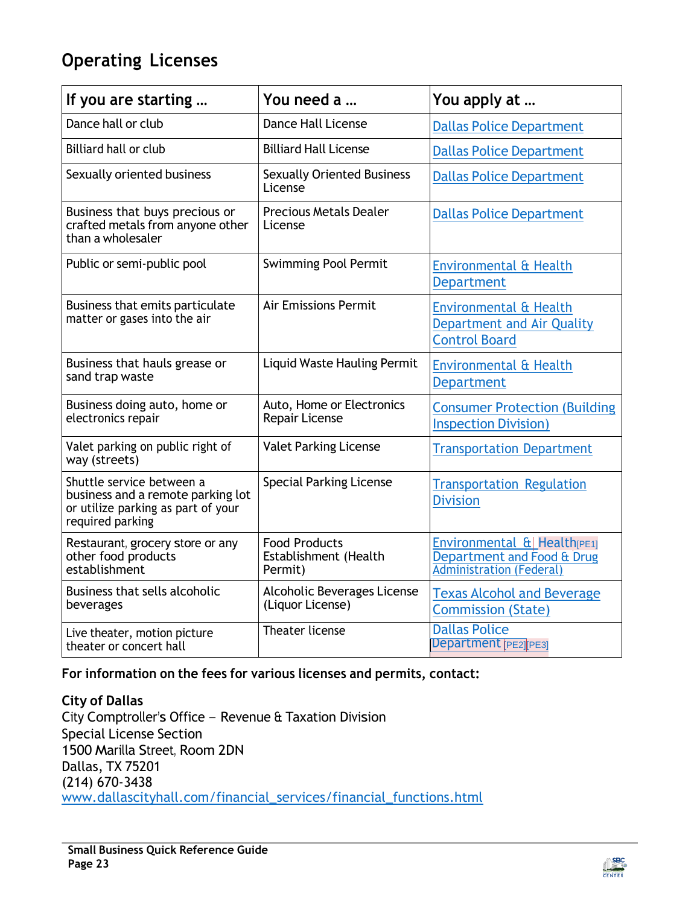## Operating Licenses

| If you are starting … | You need a … | You apply at … |
|---|---|---|
| Dance hall or club | Dance Hall License | Dallas Police Department |
| Billiard hall or club | Billiard Hall License | Dallas Police Department |
| Sexually oriented business | Sexually Oriented Business License | Dallas Police Department |
| Business that buys precious or crafted metals from anyone other than a wholesaler | Precious Metals Dealer License | Dallas Police Department |
| Public or semi-public pool | Swimming Pool Permit | Environmental & Health Department |
| Business that emits particulate matter or gases into the air | Air Emissions Permit | Environmental & Health Department and Air Quality Control Board |
| Business that hauls grease or sand trap waste | Liquid Waste Hauling Permit | Environmental & Health Department |
| Business doing auto, home or electronics repair | Auto, Home or Electronics Repair License | Consumer Protection (Building Inspection Division) |
| Valet parking on public right of way (streets) | Valet Parking License | Transportation Department |
| Shuttle service between a business and a remote parking lot or utilize parking as part of your required parking | Special Parking License | Transportation Regulation Division |
| Restaurant, grocery store or any other food products establishment | Food Products Establishment (Health Permit) | Environmental & Health[PE1] Department and Food & Drug Administration (Federal) |
| Business that sells alcoholic beverages | Alcoholic Beverages License (Liquor License) | Texas Alcohol and Beverage Commission (State) |
| Live theater, motion picture theater or concert hall | Theater license | Dallas Police Department[PE2][PE3] |

**For information on the fees for various licenses and permits, contact:**

**City of Dallas**
City Comptroller's Office – Revenue & Taxation Division
Special License Section
1500 Marilla Street, Room 2DN
Dallas, TX 75201
(214) 670-3438
www.dallascityhall.com/financial_services/financial_functions.html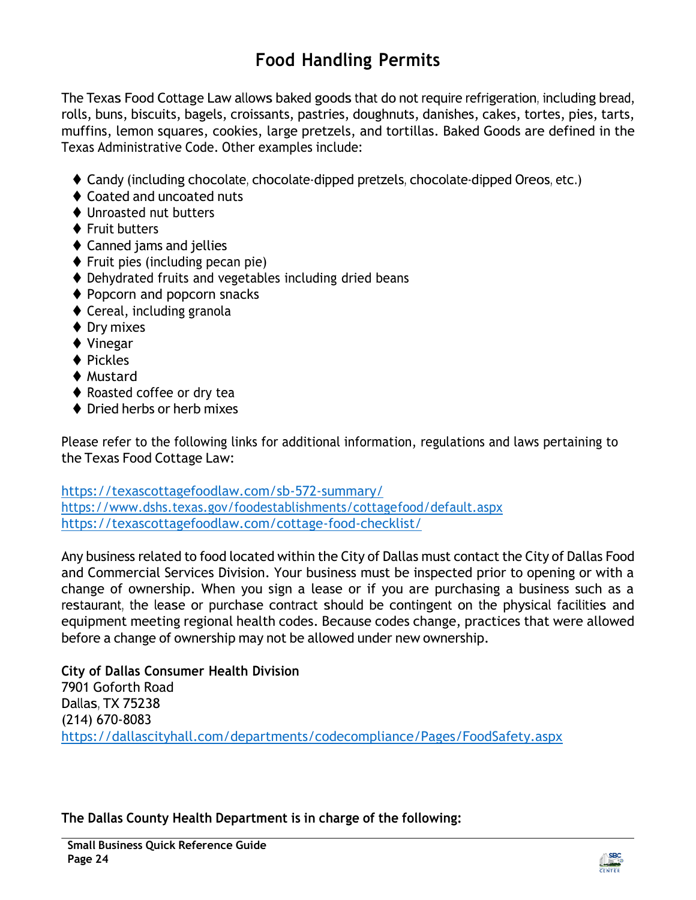# Food Handling Permits

The Texas Food Cottage Law allows baked goods that do not require refrigeration, including bread, rolls, buns, biscuits, bagels, croissants, pastries, doughnuts, danishes, cakes, tortes, pies, tarts, muffins, lemon squares, cookies, large pretzels, and tortillas. Baked Goods are defined in the Texas Administrative Code. Other examples include:

- Candy (including chocolate, chocolate-dipped pretzels, chocolate-dipped Oreos, etc.)
- Coated and uncoated nuts
- Unroasted nut butters
- Fruit butters
- Canned jams and jellies
- Fruit pies (including pecan pie)
- Dehydrated fruits and vegetables including dried beans
- Popcorn and popcorn snacks
- Cereal, including granola
- Dry mixes
- Vinegar
- Pickles
- Mustard
- Roasted coffee or dry tea
- Dried herbs or herb mixes

Please refer to the following links for additional information, regulations and laws pertaining to the Texas Food Cottage Law:

https://texascottagefoodlaw.com/sb-572-summary/
https://www.dshs.texas.gov/foodestablishments/cottagefood/default.aspx
https://texascottagefoodlaw.com/cottage-food-checklist/

Any business related to food located within the City of Dallas must contact the City of Dallas Food and Commercial Services Division. Your business must be inspected prior to opening or with a change of ownership. When you sign a lease or if you are purchasing a business such as a restaurant, the lease or purchase contract should be contingent on the physical facilities and equipment meeting regional health codes. Because codes change, practices that were allowed before a change of ownership may not be allowed under new ownership.

**City of Dallas Consumer Health Division**
7901 Goforth Road
Dallas, TX 75238
(214) 670-8083
https://dallascityhall.com/departments/codecompliance/Pages/FoodSafety.aspx

**The Dallas County Health Department is in charge of the following:**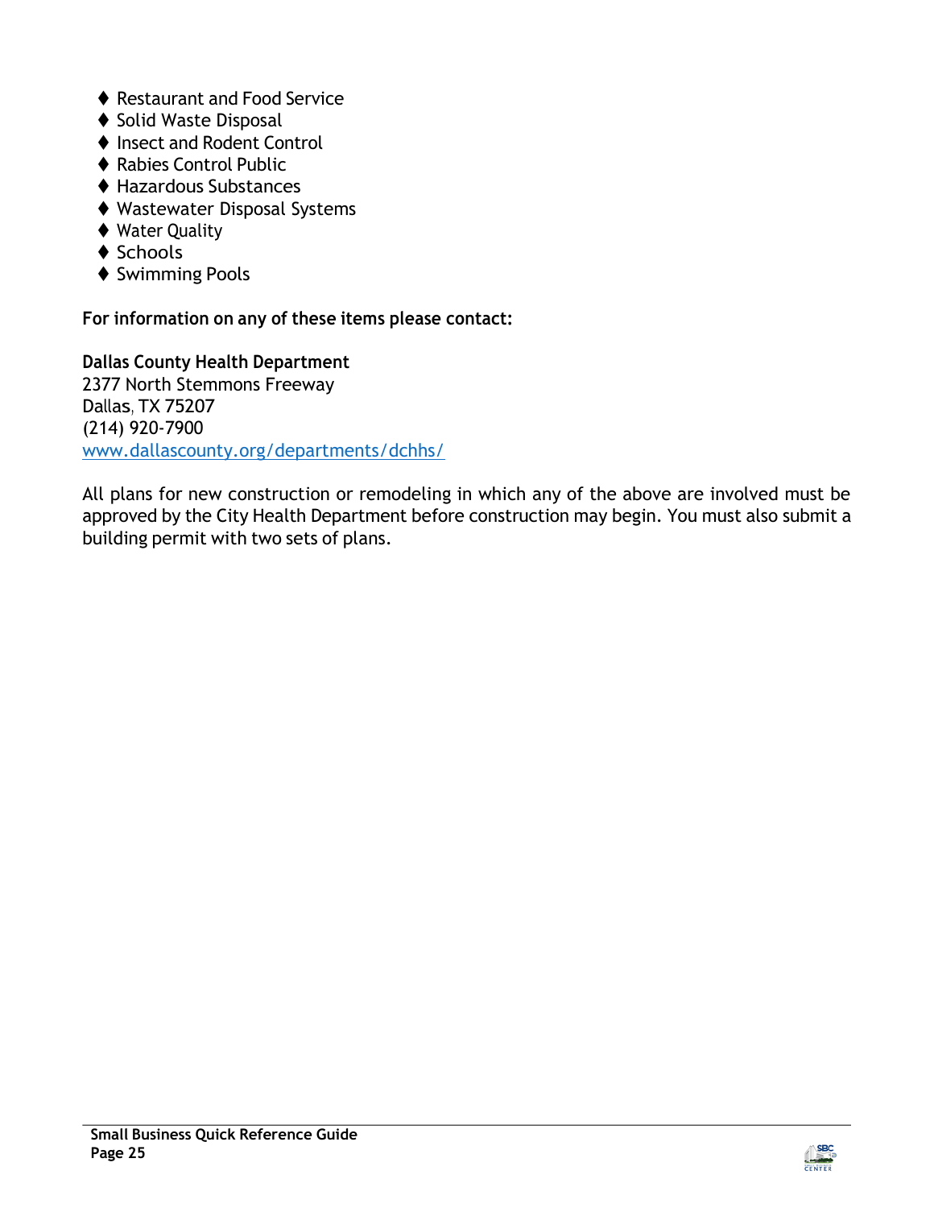- ♦ Restaurant and Food Service
- ♦ Solid Waste Disposal
- ♦ Insect and Rodent Control
- ♦ Rabies Control Public
- ♦ Hazardous Substances
- ♦ Wastewater Disposal Systems
- ♦ Water Quality
- ♦ Schools
- ♦ Swimming Pools

**For information on any of these items please contact:**

**Dallas County Health Department**
2377 North Stemmons Freeway
Dallas, TX 75207
(214) 920-7900
www.dallascounty.org/departments/dchhs/

All plans for new construction or remodeling in which any of the above are involved must be approved by the City Health Department before construction may begin. You must also submit a building permit with two sets of plans.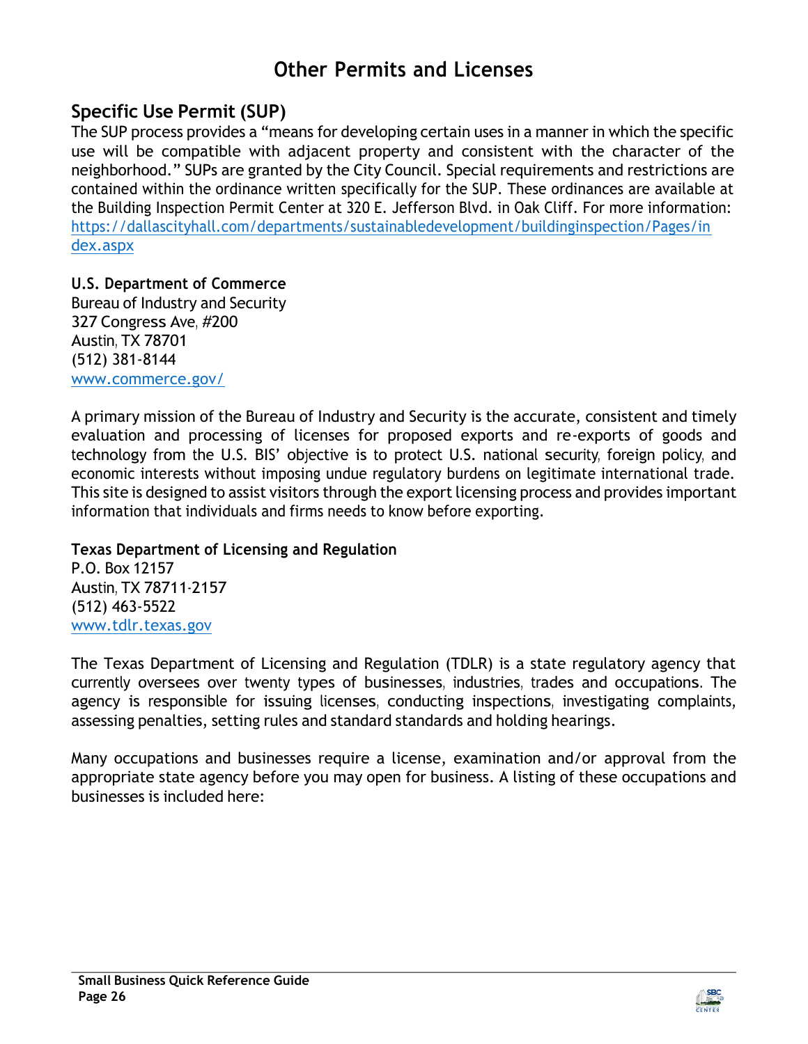# Other Permits and Licenses

## Specific Use Permit (SUP)

The SUP process provides a "means for developing certain uses in a manner in which the specific use will be compatible with adjacent property and consistent with the character of the neighborhood." SUPs are granted by the City Council. Special requirements and restrictions are contained within the ordinance written specifically for the SUP. These ordinances are available at the Building Inspection Permit Center at 320 E. Jefferson Blvd. in Oak Cliff. For more information: https://dallascityhall.com/departments/sustainabledevelopment/buildinginspection/Pages/index.aspx

**U.S. Department of Commerce**
Bureau of Industry and Security
327 Congress Ave, #200
Austin, TX 78701
(512) 381-8144
www.commerce.gov/

A primary mission of the Bureau of Industry and Security is the accurate, consistent and timely evaluation and processing of licenses for proposed exports and re-exports of goods and technology from the U.S. BIS' objective is to protect U.S. national security, foreign policy, and economic interests without imposing undue regulatory burdens on legitimate international trade. This site is designed to assist visitors through the export licensing process and provides important information that individuals and firms needs to know before exporting.

**Texas Department of Licensing and Regulation**
P.O. Box 12157
Austin, TX 78711-2157
(512) 463-5522
www.tdlr.texas.gov

The Texas Department of Licensing and Regulation (TDLR) is a state regulatory agency that currently oversees over twenty types of businesses, industries, trades and occupations. The agency is responsible for issuing licenses, conducting inspections, investigating complaints, assessing penalties, setting rules and standard standards and holding hearings.

Many occupations and businesses require a license, examination and/or approval from the appropriate state agency before you may open for business. A listing of these occupations and businesses is included here: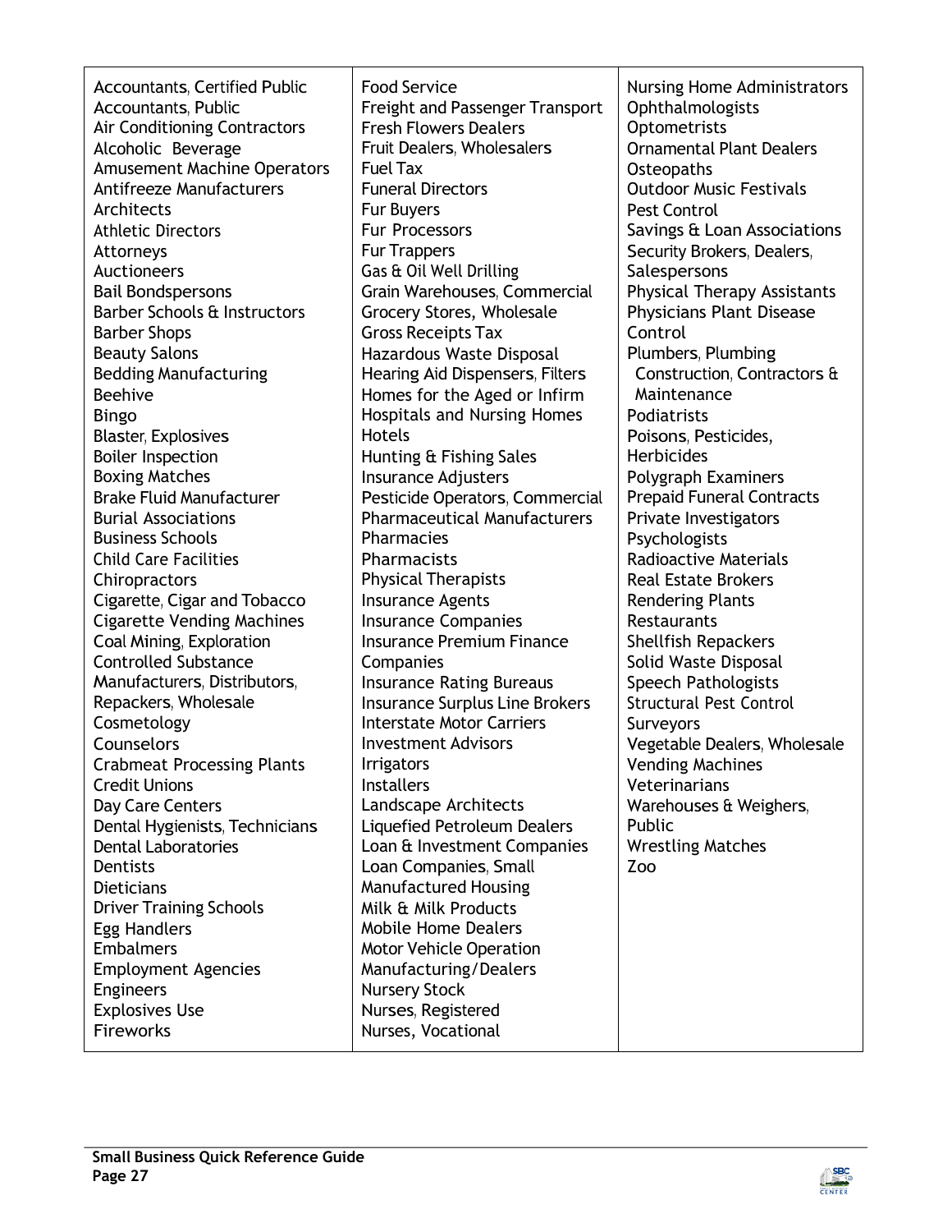Accountants, Certified Public
Accountants, Public
Air Conditioning Contractors
Alcoholic Beverage
Amusement Machine Operators
Antifreeze Manufacturers
Architects
Athletic Directors
Attorneys
Auctioneers
Bail Bondspersons
Barber Schools & Instructors
Barber Shops
Beauty Salons
Bedding Manufacturing
Beehive
Bingo
Blaster, Explosives
Boiler Inspection
Boxing Matches
Brake Fluid Manufacturer
Burial Associations
Business Schools
Child Care Facilities
Chiropractors
Cigarette, Cigar and Tobacco
Cigarette Vending Machines
Coal Mining, Exploration
Controlled Substance Manufacturers, Distributors, Repackers, Wholesale
Cosmetology
Counselors
Crabmeat Processing Plants
Credit Unions
Day Care Centers
Dental Hygienists, Technicians
Dental Laboratories
Dentists
Dieticians
Driver Training Schools
Egg Handlers
Embalmers
Employment Agencies
Engineers
Explosives Use
Fireworks
Food Service
Freight and Passenger Transport
Fresh Flowers Dealers
Fruit Dealers, Wholesalers
Fuel Tax
Funeral Directors
Fur Buyers
Fur Processors
Fur Trappers
Gas & Oil Well Drilling
Grain Warehouses, Commercial
Grocery Stores, Wholesale
Gross Receipts Tax
Hazardous Waste Disposal
Hearing Aid Dispensers, Filters
Homes for the Aged or Infirm
Hospitals and Nursing Homes
Hotels
Hunting & Fishing Sales
Insurance Adjusters
Pesticide Operators, Commercial
Pharmaceutical Manufacturers
Pharmacies
Pharmacists
Physical Therapists
Insurance Agents
Insurance Companies
Insurance Premium Finance Companies
Insurance Rating Bureaus
Insurance Surplus Line Brokers
Interstate Motor Carriers
Investment Advisors
Irrigators
Installers
Landscape Architects
Liquefied Petroleum Dealers
Loan & Investment Companies
Loan Companies, Small
Manufactured Housing
Milk & Milk Products
Mobile Home Dealers
Motor Vehicle Operation Manufacturing/Dealers
Nursery Stock
Nurses, Registered
Nurses, Vocational
Nursing Home Administrators
Ophthalmologists
Optometrists
Ornamental Plant Dealers
Osteopaths
Outdoor Music Festivals
Pest Control
Savings & Loan Associations
Security Brokers, Dealers, Salespersons
Physical Therapy Assistants
Physicians Plant Disease Control
Plumbers, Plumbing Construction, Contractors & Maintenance
Podiatrists
Poisons, Pesticides, Herbicides
Polygraph Examiners
Prepaid Funeral Contracts
Private Investigators
Psychologists
Radioactive Materials
Real Estate Brokers
Rendering Plants
Restaurants
Shellfish Repackers
Solid Waste Disposal
Speech Pathologists
Structural Pest Control
Surveyors
Vegetable Dealers, Wholesale
Vending Machines
Veterinarians
Warehouses & Weighers, Public
Wrestling Matches
Zoo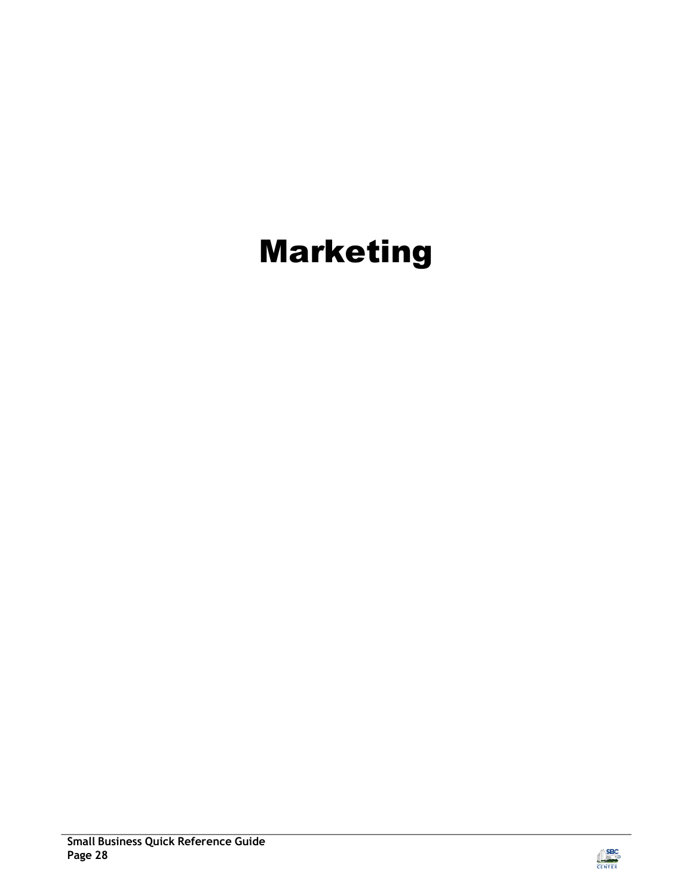# Marketing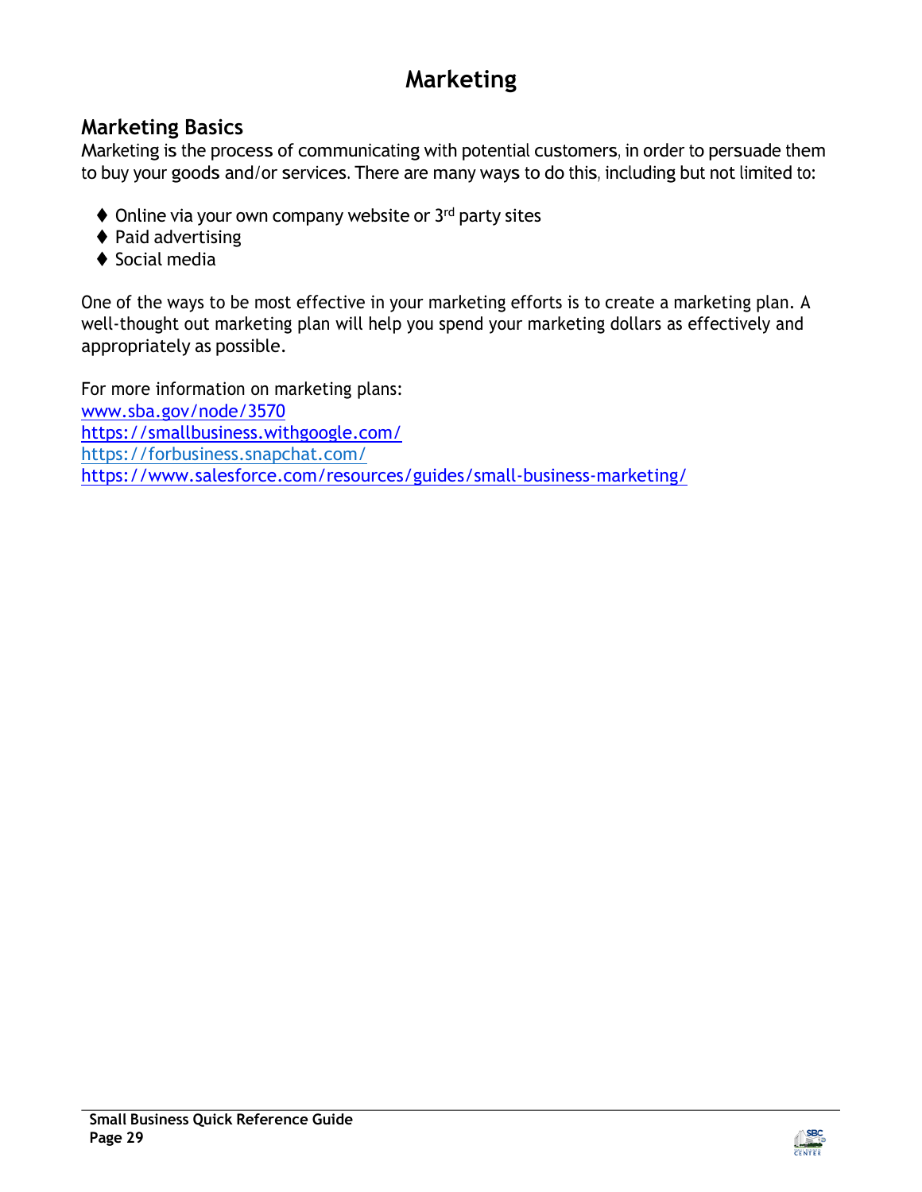# Marketing

## Marketing Basics

Marketing is the process of communicating with potential customers, in order to persuade them to buy your goods and/or services. There are many ways to do this, including but not limited to:

- Online via your own company website or 3rd party sites
- Paid advertising
- Social media

One of the ways to be most effective in your marketing efforts is to create a marketing plan. A well-thought out marketing plan will help you spend your marketing dollars as effectively and appropriately as possible.

For more information on marketing plans:
www.sba.gov/node/3570
https://smallbusiness.withgoogle.com/
https://forbusiness.snapchat.com/
https://www.salesforce.com/resources/guides/small-business-marketing/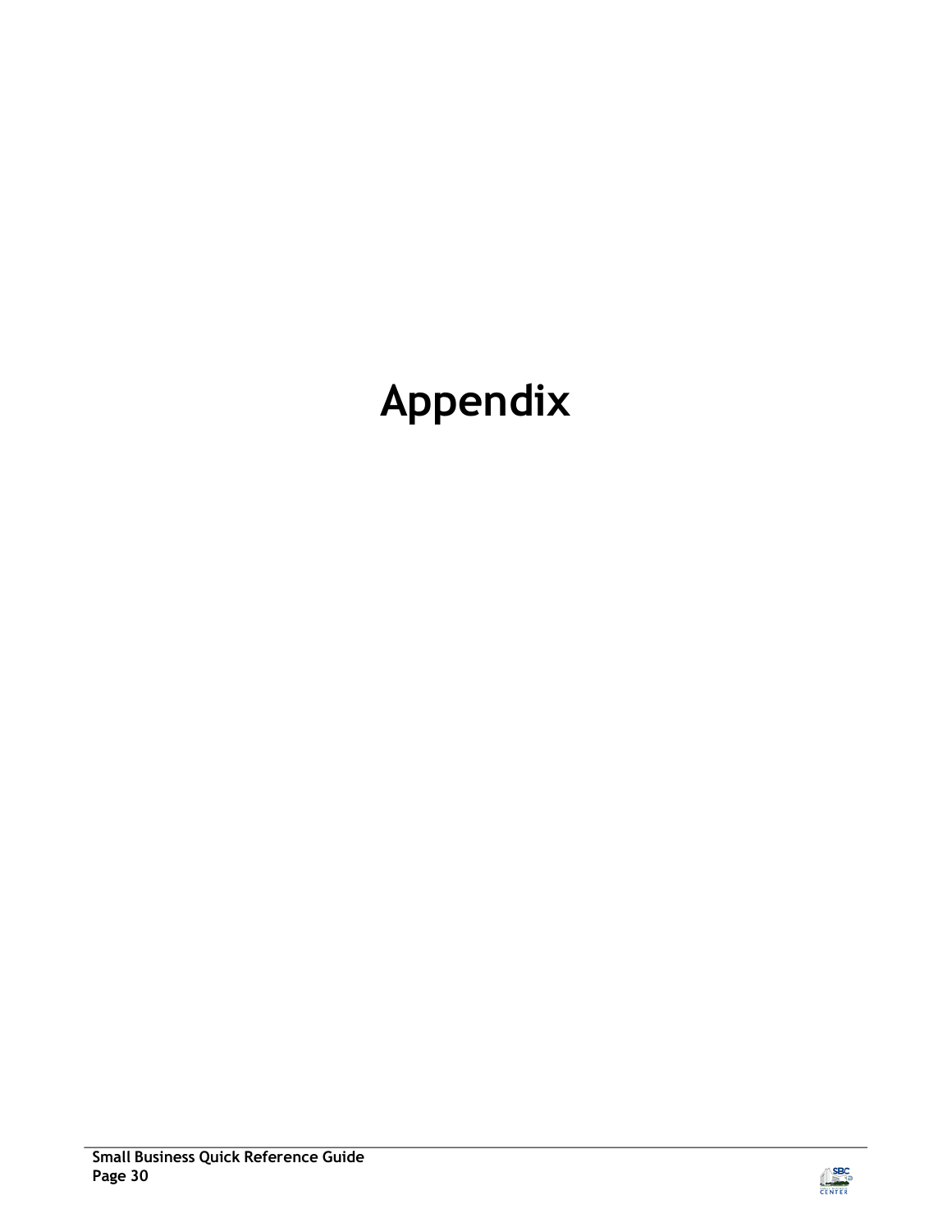# Appendix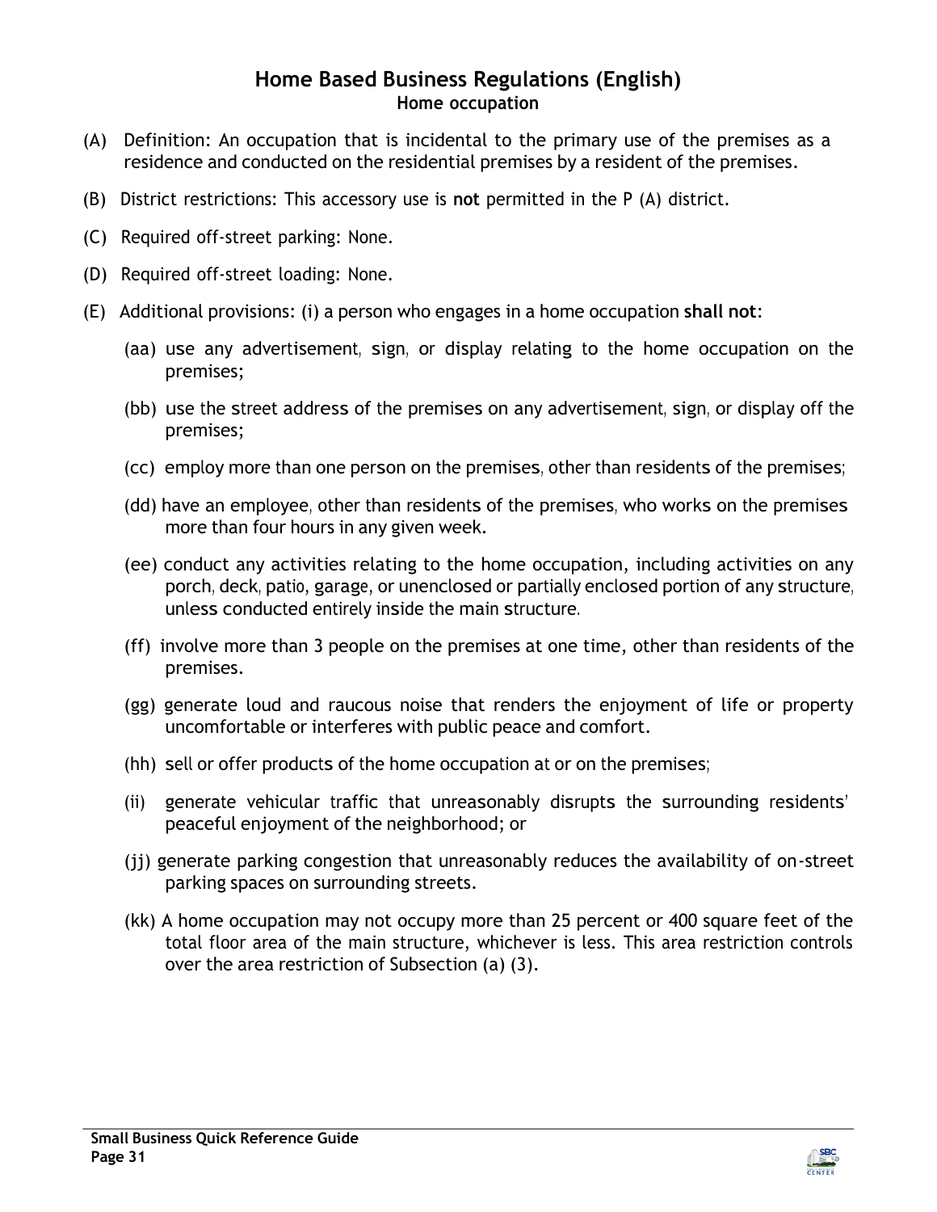# Home Based Business Regulations (English)

## Home occupation

(A) Definition: An occupation that is incidental to the primary use of the premises as a residence and conducted on the residential premises by a resident of the premises.

(B) District restrictions: This accessory use is **not** permitted in the P (A) district.

(C) Required off-street parking: None.

(D) Required off-street loading: None.

(E) Additional provisions: (i) a person who engages in a home occupation **shall not**:

(aa) use any advertisement, sign, or display relating to the home occupation on the premises;

(bb) use the street address of the premises on any advertisement, sign, or display off the premises;

(cc) employ more than one person on the premises, other than residents of the premises;

(dd) have an employee, other than residents of the premises, who works on the premises more than four hours in any given week.

(ee) conduct any activities relating to the home occupation, including activities on any porch, deck, patio, garage, or unenclosed or partially enclosed portion of any structure, unless conducted entirely inside the main structure.

(ff) involve more than 3 people on the premises at one time, other than residents of the premises.

(gg) generate loud and raucous noise that renders the enjoyment of life or property uncomfortable or interferes with public peace and comfort.

(hh) sell or offer products of the home occupation at or on the premises;

(ii) generate vehicular traffic that unreasonably disrupts the surrounding residents' peaceful enjoyment of the neighborhood; or

(jj) generate parking congestion that unreasonably reduces the availability of on-street parking spaces on surrounding streets.

(kk) A home occupation may not occupy more than 25 percent or 400 square feet of the total floor area of the main structure, whichever is less. This area restriction controls over the area restriction of Subsection (a) (3).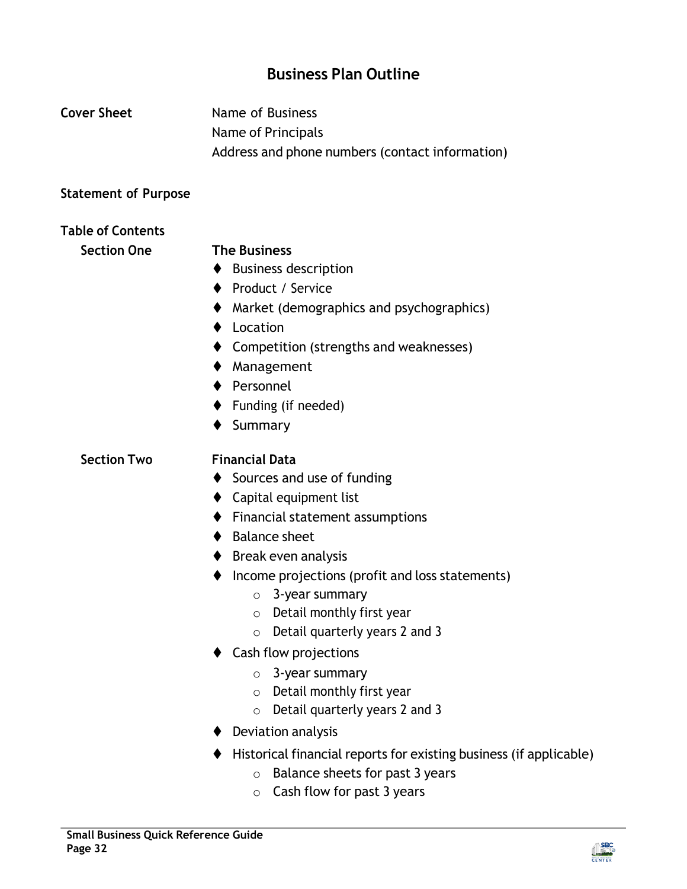# Business Plan Outline

**Cover Sheet**

Name of Business
Name of Principals
Address and phone numbers (contact information)

**Statement of Purpose**

**Table of Contents**

**Section One** — **The Business**

- Business description
- Product / Service
- Market (demographics and psychographics)
- Location
- Competition (strengths and weaknesses)
- Management
- Personnel
- Funding (if needed)
- Summary

**Section Two** — **Financial Data**

- Sources and use of funding
- Capital equipment list
- Financial statement assumptions
- Balance sheet
- Break even analysis
- Income projections (profit and loss statements)
  - 3-year summary
  - Detail monthly first year
  - Detail quarterly years 2 and 3
- Cash flow projections
  - 3-year summary
  - Detail monthly first year
  - Detail quarterly years 2 and 3
- Deviation analysis
- Historical financial reports for existing business (if applicable)
  - Balance sheets for past 3 years
  - Cash flow for past 3 years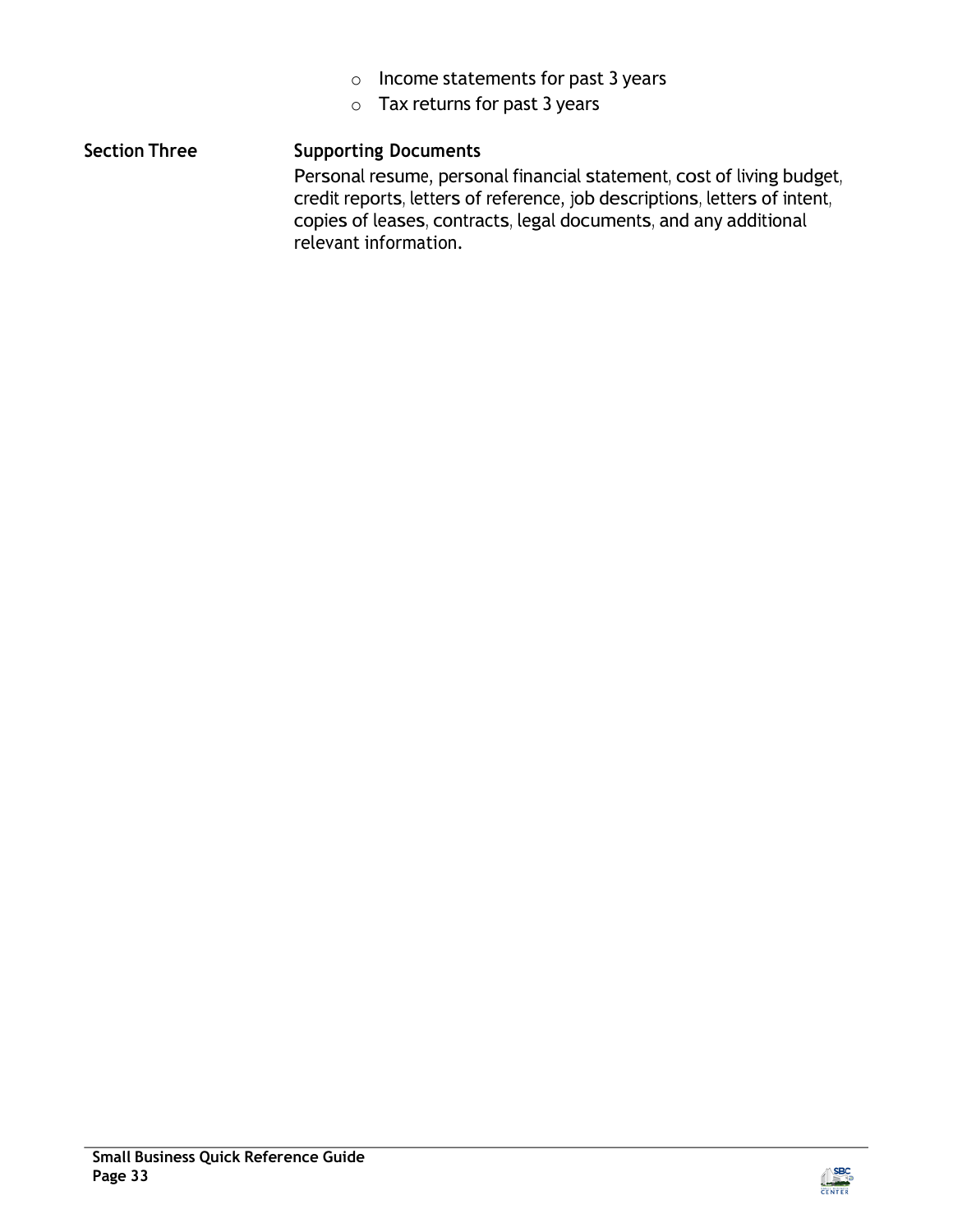- Income statements for past 3 years
- Tax returns for past 3 years

**Section Three** **Supporting Documents**

Personal resume, personal financial statement, cost of living budget, credit reports, letters of reference, job descriptions, letters of intent, copies of leases, contracts, legal documents, and any additional relevant information.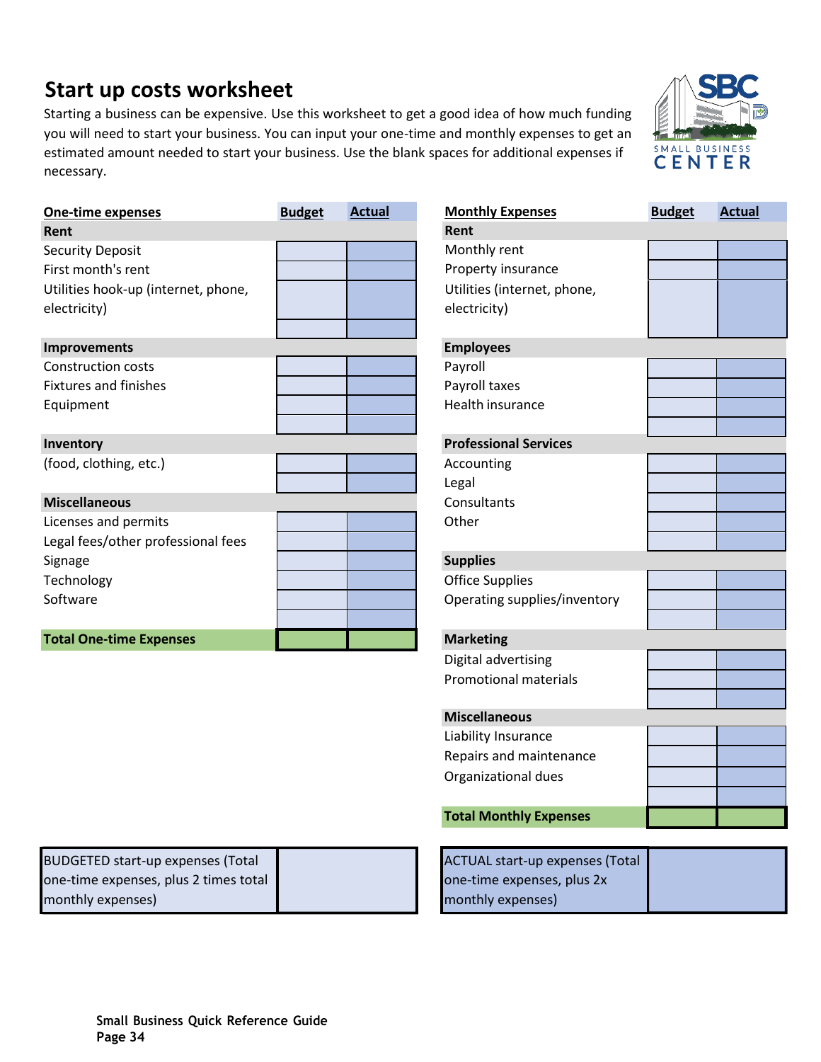# Start up costs worksheet

Starting a business can be expensive. Use this worksheet to get a good idea of how much funding you will need to start your business. You can input your one-time and monthly expenses to get an estimated amount needed to start your business. Use the blank spaces for additional expenses if necessary.

| **One-time expenses** | **Budget** | **Actual** |
|---|---|---|
| **Rent** | | |
| Security Deposit | | |
| First month's rent | | |
| Utilities hook-up (internet, phone, electricity) | | |
| | | |
| **Improvements** | | |
| Construction costs | | |
| Fixtures and finishes | | |
| Equipment | | |
| | | |
| **Inventory** | | |
| (food, clothing, etc.) | | |
| | | |
| **Miscellaneous** | | |
| Licenses and permits | | |
| Legal fees/other professional fees | | |
| Signage | | |
| Technology | | |
| Software | | |
| | | |
| **Total One-time Expenses** | | |

| **Monthly Expenses** | **Budget** | **Actual** |
|---|---|---|
| **Rent** | | |
| Monthly rent | | |
| Property insurance | | |
| Utilities (internet, phone, electricity) | | |
| **Employees** | | |
| Payroll | | |
| Payroll taxes | | |
| Health insurance | | |
| | | |
| **Professional Services** | | |
| Accounting | | |
| Legal | | |
| Consultants | | |
| Other | | |
| | | |
| **Supplies** | | |
| Office Supplies | | |
| Operating supplies/inventory | | |
| | | |
| **Marketing** | | |
| Digital advertising | | |
| Promotional materials | | |
| | | |
| **Miscellaneous** | | |
| Liability Insurance | | |
| Repairs and maintenance | | |
| Organizational dues | | |
| | | |
| **Total Monthly Expenses** | | |

| | |
|---|---|
| BUDGETED start-up expenses (Total one-time expenses, plus 2 times total monthly expenses) | |
| ACTUAL start-up expenses (Total one-time expenses, plus 2x monthly expenses) | |

Small Business Quick Reference Guide